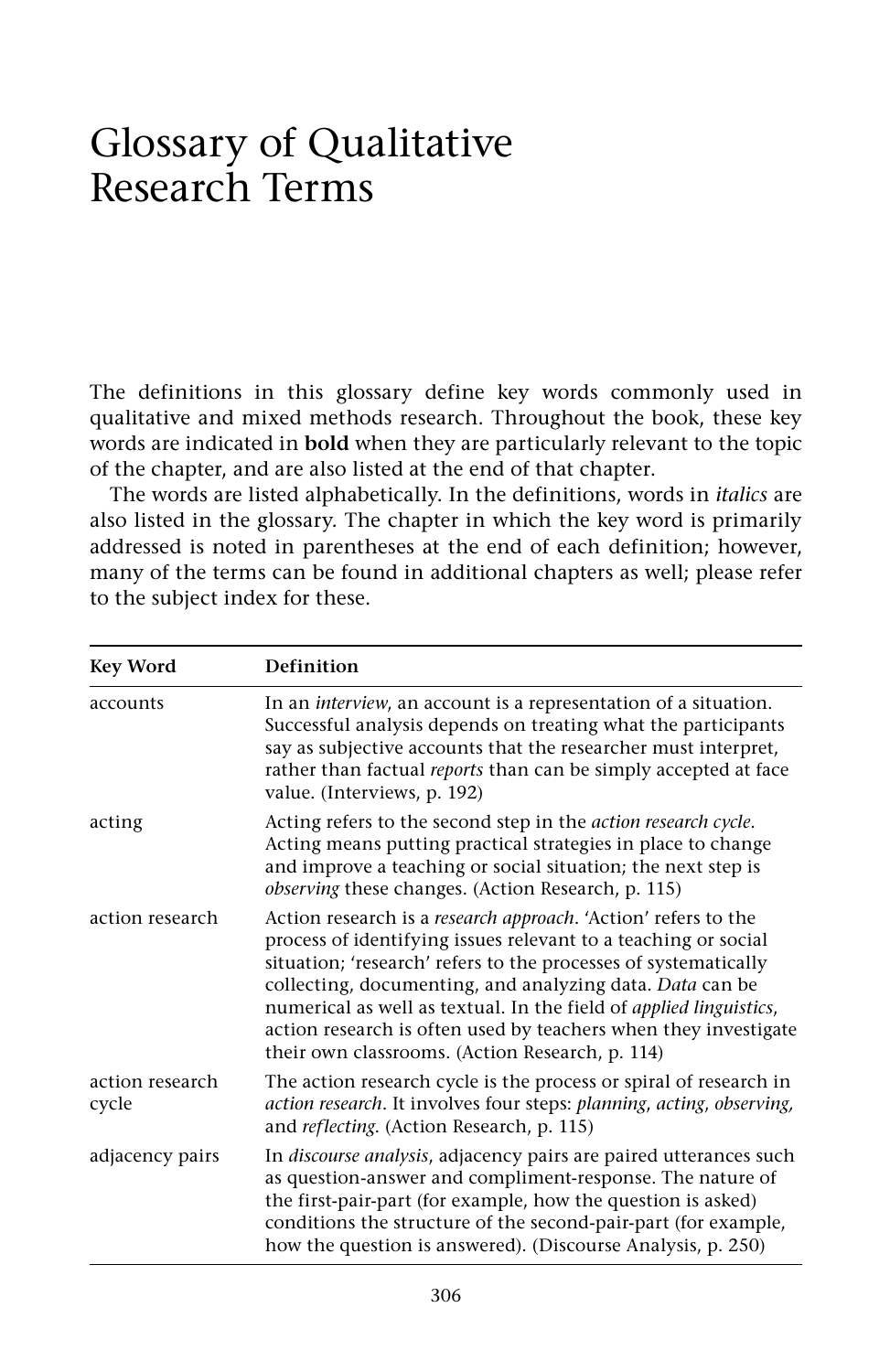# Glossary of Qualitative Research Terms

The definitions in this glossary define key words commonly used in qualitative and mixed methods research. Throughout the book, these key words are indicated in **bold** when they are particularly relevant to the topic of the chapter, and are also listed at the end of that chapter.

The words are listed alphabetically. In the definitions, words in *italics* are also listed in the glossary. The chapter in which the key word is primarily addressed is noted in parentheses at the end of each definition; however, many of the terms can be found in additional chapters as well; please refer to the subject index for these.

| Key Word | Definition |
|---|---|
| accounts | In an *interview*, an account is a representation of a situation. Successful analysis depends on treating what the participants say as subjective accounts that the researcher must interpret, rather than factual *reports* than can be simply accepted at face value. (Interviews, p. 192) |
| acting | Acting refers to the second step in the *action research cycle*. Acting means putting practical strategies in place to change and improve a teaching or social situation; the next step is *observing* these changes. (Action Research, p. 115) |
| action research | Action research is a *research approach*. 'Action' refers to the process of identifying issues relevant to a teaching or social situation; 'research' refers to the processes of systematically collecting, documenting, and analyzing data. *Data* can be numerical as well as textual. In the field of *applied linguistics*, action research is often used by teachers when they investigate their own classrooms. (Action Research, p. 114) |
| action research cycle | The action research cycle is the process or spiral of research in *action research*. It involves four steps: *planning*, *acting*, *observing*, and *reflecting*. (Action Research, p. 115) |
| adjacency pairs | In *discourse analysis*, adjacency pairs are paired utterances such as question-answer and compliment-response. The nature of the first-pair-part (for example, how the question is asked) conditions the structure of the second-pair-part (for example, how the question is answered). (Discourse Analysis, p. 250) |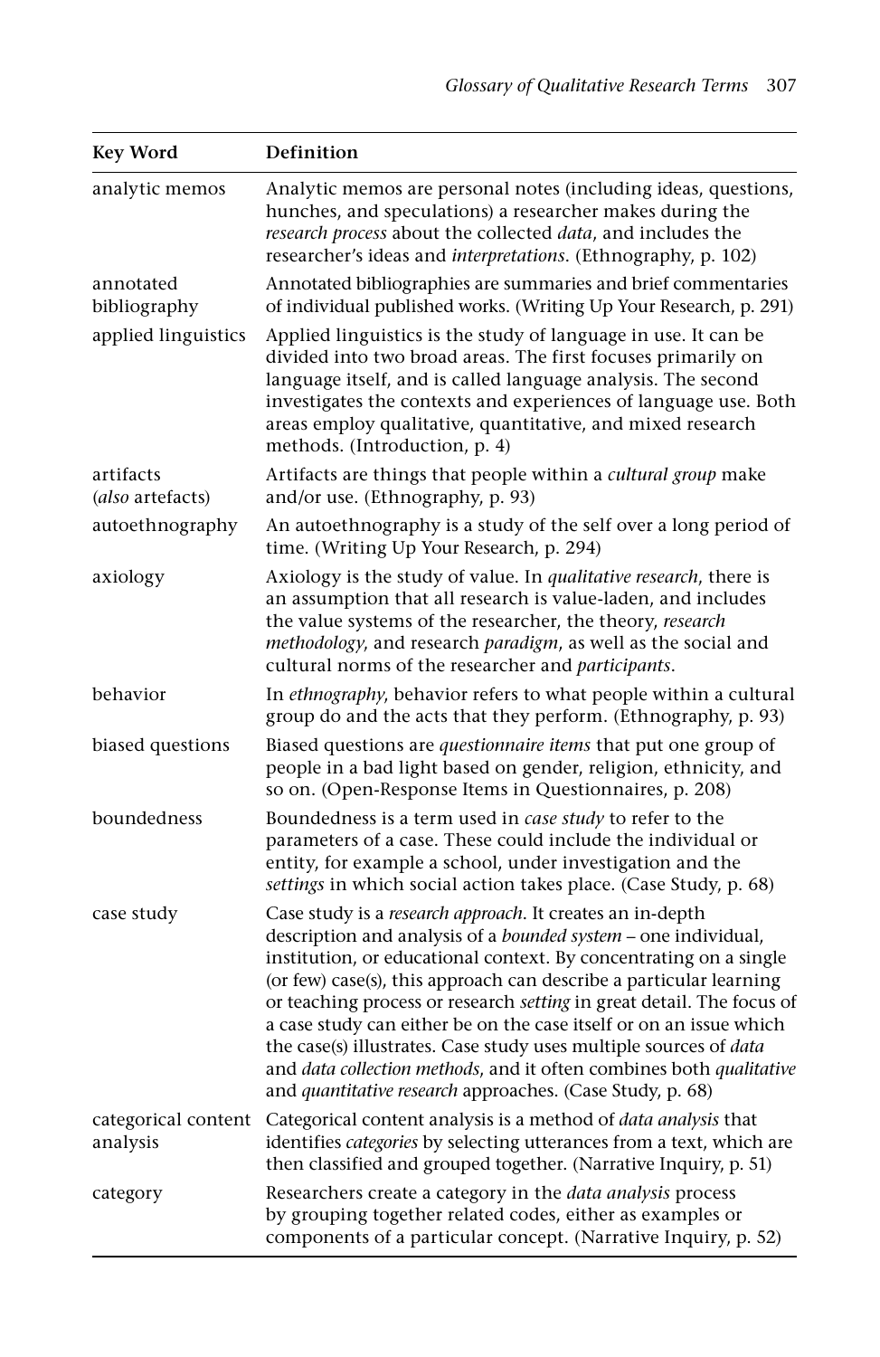| Key Word | Definition |
|---|---|
| analytic memos | Analytic memos are personal notes (including ideas, questions, hunches, and speculations) a researcher makes during the *research process* about the collected *data*, and includes the researcher's ideas and *interpretations*. (Ethnography, p. 102) |
| annotated bibliography | Annotated bibliographies are summaries and brief commentaries of individual published works. (Writing Up Your Research, p. 291) |
| applied linguistics | Applied linguistics is the study of language in use. It can be divided into two broad areas. The first focuses primarily on language itself, and is called language analysis. The second investigates the contexts and experiences of language use. Both areas employ qualitative, quantitative, and mixed research methods. (Introduction, p. 4) |
| artifacts (*also* artefacts) | Artifacts are things that people within a *cultural group* make and/or use. (Ethnography, p. 93) |
| autoethnography | An autoethnography is a study of the self over a long period of time. (Writing Up Your Research, p. 294) |
| axiology | Axiology is the study of value. In *qualitative research*, there is an assumption that all research is value-laden, and includes the value systems of the researcher, the theory, *research methodology*, and research *paradigm*, as well as the social and cultural norms of the researcher and *participants*. |
| behavior | In *ethnography*, behavior refers to what people within a cultural group do and the acts that they perform. (Ethnography, p. 93) |
| biased questions | Biased questions are *questionnaire items* that put one group of people in a bad light based on gender, religion, ethnicity, and so on. (Open-Response Items in Questionnaires, p. 208) |
| boundedness | Boundedness is a term used in *case study* to refer to the parameters of a case. These could include the individual or entity, for example a school, under investigation and the *settings* in which social action takes place. (Case Study, p. 68) |
| case study | Case study is a *research approach*. It creates an in-depth description and analysis of a *bounded system* – one individual, institution, or educational context. By concentrating on a single (or few) case(s), this approach can describe a particular learning or teaching process or research *setting* in great detail. The focus of a case study can either be on the case itself or on an issue which the case(s) illustrates. Case study uses multiple sources of *data* and *data collection methods*, and it often combines both *qualitative* and *quantitative research* approaches. (Case Study, p. 68) |
| categorical content analysis | Categorical content analysis is a method of *data analysis* that identifies *categories* by selecting utterances from a text, which are then classified and grouped together. (Narrative Inquiry, p. 51) |
| category | Researchers create a category in the *data analysis* process by grouping together related codes, either as examples or components of a particular concept. (Narrative Inquiry, p. 52) |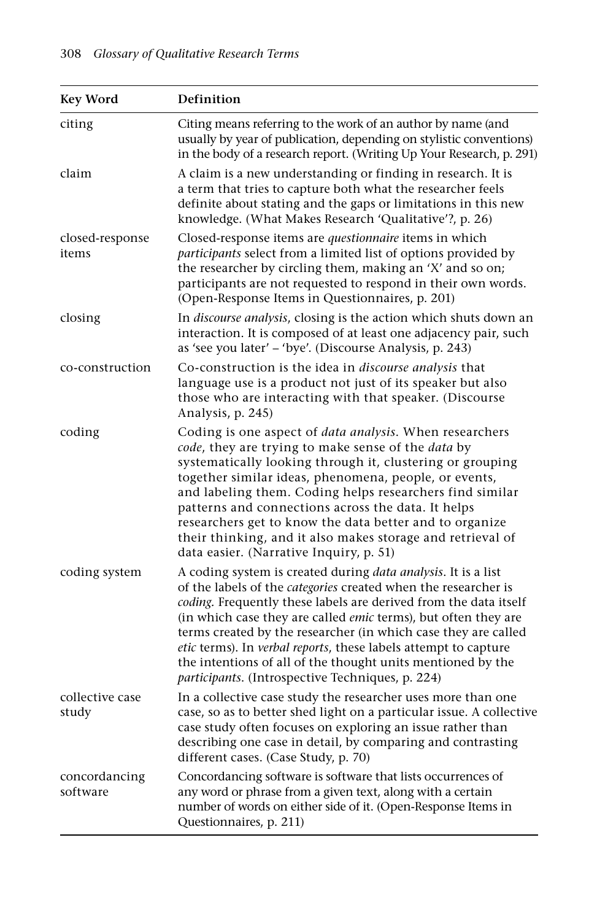| Key Word | Definition |
|---|---|
| citing | Citing means referring to the work of an author by name (and usually by year of publication, depending on stylistic conventions) in the body of a research report. (Writing Up Your Research, p. 291) |
| claim | A claim is a new understanding or finding in research. It is a term that tries to capture both what the researcher feels definite about stating and the gaps or limitations in this new knowledge. (What Makes Research 'Qualitative'?, p. 26) |
| closed-response items | Closed-response items are *questionnaire* items in which *participants* select from a limited list of options provided by the researcher by circling them, making an 'X' and so on; participants are not requested to respond in their own words. (Open-Response Items in Questionnaires, p. 201) |
| closing | In *discourse analysis*, closing is the action which shuts down an interaction. It is composed of at least one adjacency pair, such as 'see you later' – 'bye'. (Discourse Analysis, p. 243) |
| co-construction | Co-construction is the idea in *discourse analysis* that language use is a product not just of its speaker but also those who are interacting with that speaker. (Discourse Analysis, p. 245) |
| coding | Coding is one aspect of *data analysis*. When researchers *code*, they are trying to make sense of the *data* by systematically looking through it, clustering or grouping together similar ideas, phenomena, people, or events, and labeling them. Coding helps researchers find similar patterns and connections across the data. It helps researchers get to know the data better and to organize their thinking, and it also makes storage and retrieval of data easier. (Narrative Inquiry, p. 51) |
| coding system | A coding system is created during *data analysis*. It is a list of the labels of the *categories* created when the researcher is *coding*. Frequently these labels are derived from the data itself (in which case they are called *emic* terms), but often they are terms created by the researcher (in which case they are called *etic* terms). In *verbal reports*, these labels attempt to capture the intentions of all of the thought units mentioned by the *participants*. (Introspective Techniques, p. 224) |
| collective case study | In a collective case study the researcher uses more than one case, so as to better shed light on a particular issue. A collective case study often focuses on exploring an issue rather than describing one case in detail, by comparing and contrasting different cases. (Case Study, p. 70) |
| concordancing software | Concordancing software is software that lists occurrences of any word or phrase from a given text, along with a certain number of words on either side of it. (Open-Response Items in Questionnaires, p. 211) |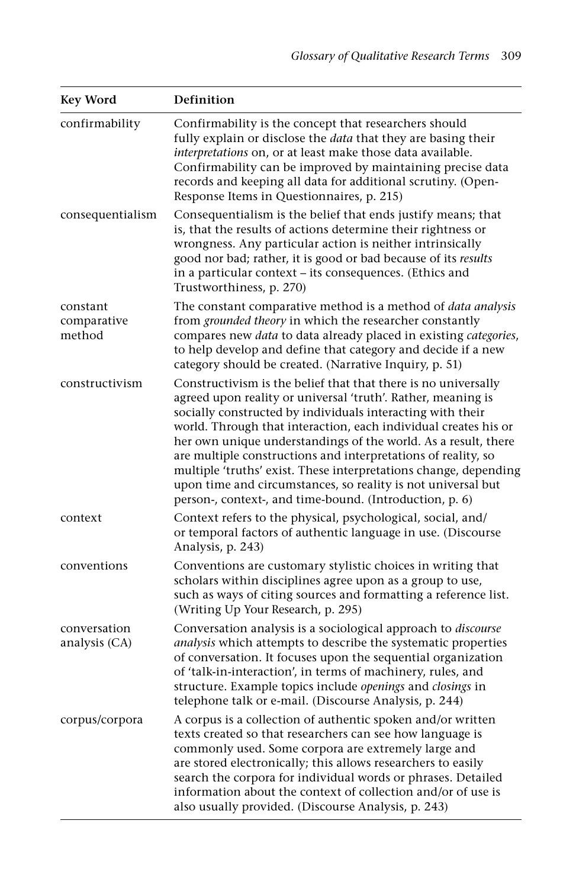| Key Word | Definition |
| --- | --- |
| confirmability | Confirmability is the concept that researchers should fully explain or disclose the *data* that they are basing their *interpretations* on, or at least make those data available. Confirmability can be improved by maintaining precise data records and keeping all data for additional scrutiny. (Open-Response Items in Questionnaires, p. 215) |
| consequentialism | Consequentialism is the belief that ends justify means; that is, that the results of actions determine their rightness or wrongness. Any particular action is neither intrinsically good nor bad; rather, it is good or bad because of its *results* in a particular context – its consequences. (Ethics and Trustworthiness, p. 270) |
| constant comparative method | The constant comparative method is a method of *data analysis* from *grounded theory* in which the researcher constantly compares new *data* to data already placed in existing *categories*, to help develop and define that category and decide if a new category should be created. (Narrative Inquiry, p. 51) |
| constructivism | Constructivism is the belief that that there is no universally agreed upon reality or universal 'truth'. Rather, meaning is socially constructed by individuals interacting with their world. Through that interaction, each individual creates his or her own unique understandings of the world. As a result, there are multiple constructions and interpretations of reality, so multiple 'truths' exist. These interpretations change, depending upon time and circumstances, so reality is not universal but person-, context-, and time-bound. (Introduction, p. 6) |
| context | Context refers to the physical, psychological, social, and/or temporal factors of authentic language in use. (Discourse Analysis, p. 243) |
| conventions | Conventions are customary stylistic choices in writing that scholars within disciplines agree upon as a group to use, such as ways of citing sources and formatting a reference list. (Writing Up Your Research, p. 295) |
| conversation analysis (CA) | Conversation analysis is a sociological approach to *discourse analysis* which attempts to describe the systematic properties of conversation. It focuses upon the sequential organization of 'talk-in-interaction', in terms of machinery, rules, and structure. Example topics include *openings* and *closings* in telephone talk or e-mail. (Discourse Analysis, p. 244) |
| corpus/corpora | A corpus is a collection of authentic spoken and/or written texts created so that researchers can see how language is commonly used. Some corpora are extremely large and are stored electronically; this allows researchers to easily search the corpora for individual words or phrases. Detailed information about the context of collection and/or of use is also usually provided. (Discourse Analysis, p. 243) |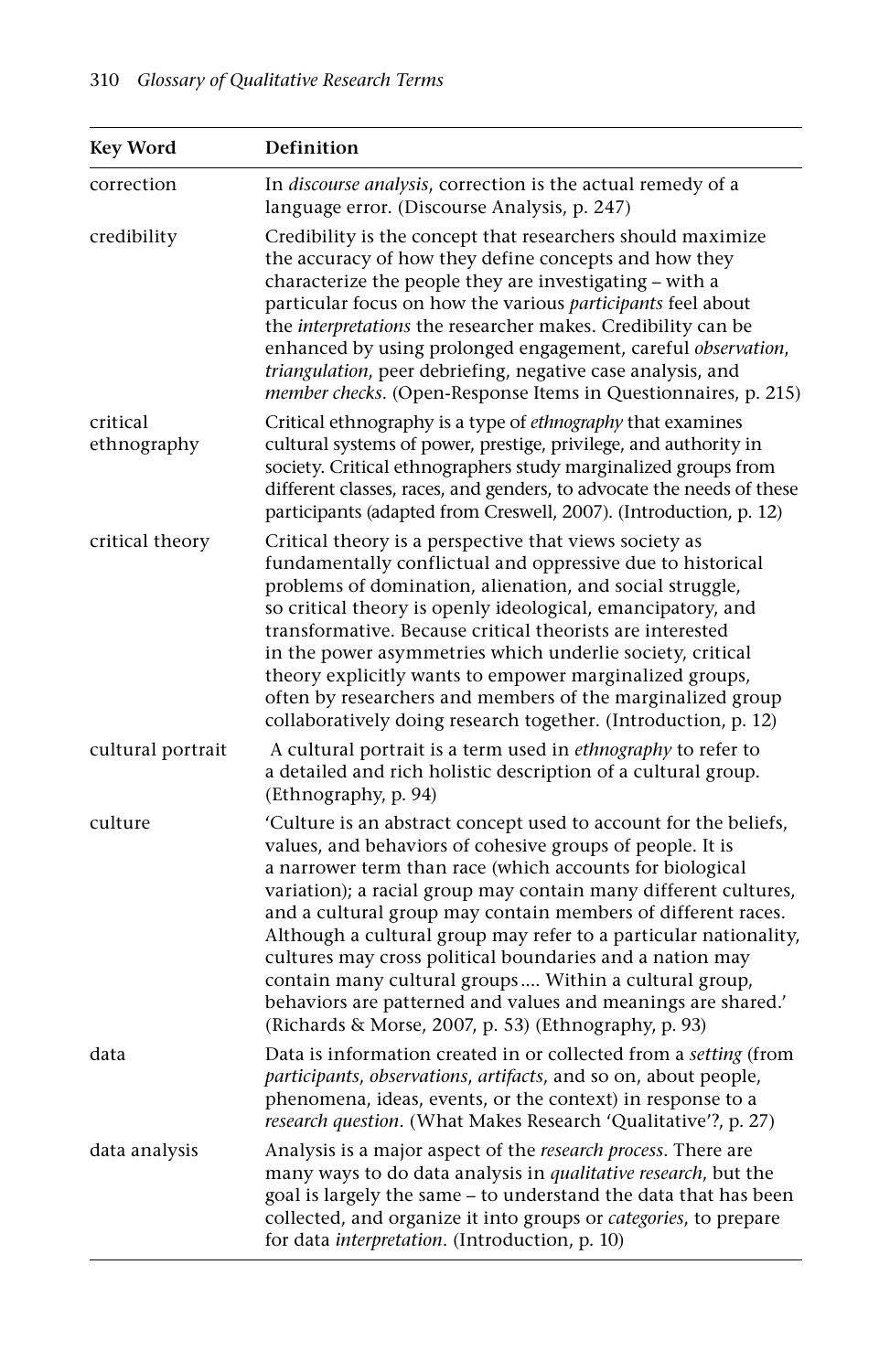| Key Word | Definition |
|---|---|
| correction | In *discourse analysis*, correction is the actual remedy of a language error. (Discourse Analysis, p. 247) |
| credibility | Credibility is the concept that researchers should maximize the accuracy of how they define concepts and how they characterize the people they are investigating – with a particular focus on how the various *participants* feel about the *interpretations* the researcher makes. Credibility can be enhanced by using prolonged engagement, careful *observation*, *triangulation*, peer debriefing, negative case analysis, and *member checks*. (Open-Response Items in Questionnaires, p. 215) |
| critical ethnography | Critical ethnography is a type of *ethnography* that examines cultural systems of power, prestige, privilege, and authority in society. Critical ethnographers study marginalized groups from different classes, races, and genders, to advocate the needs of these participants (adapted from Creswell, 2007). (Introduction, p. 12) |
| critical theory | Critical theory is a perspective that views society as fundamentally conflictual and oppressive due to historical problems of domination, alienation, and social struggle, so critical theory is openly ideological, emancipatory, and transformative. Because critical theorists are interested in the power asymmetries which underlie society, critical theory explicitly wants to empower marginalized groups, often by researchers and members of the marginalized group collaboratively doing research together. (Introduction, p. 12) |
| cultural portrait | A cultural portrait is a term used in *ethnography* to refer to a detailed and rich holistic description of a cultural group. (Ethnography, p. 94) |
| culture | 'Culture is an abstract concept used to account for the beliefs, values, and behaviors of cohesive groups of people. It is a narrower term than race (which accounts for biological variation); a racial group may contain many different cultures, and a cultural group may contain members of different races. Although a cultural group may refer to a particular nationality, cultures may cross political boundaries and a nation may contain many cultural groups.... Within a cultural group, behaviors are patterned and values and meanings are shared.' (Richards & Morse, 2007, p. 53) (Ethnography, p. 93) |
| data | Data is information created in or collected from a *setting* (from *participants*, *observations*, *artifacts*, and so on, about people, phenomena, ideas, events, or the context) in response to a *research question*. (What Makes Research 'Qualitative'?, p. 27) |
| data analysis | Analysis is a major aspect of the *research process*. There are many ways to do data analysis in *qualitative research*, but the goal is largely the same – to understand the data that has been collected, and organize it into groups or *categories*, to prepare for data *interpretation*. (Introduction, p. 10) |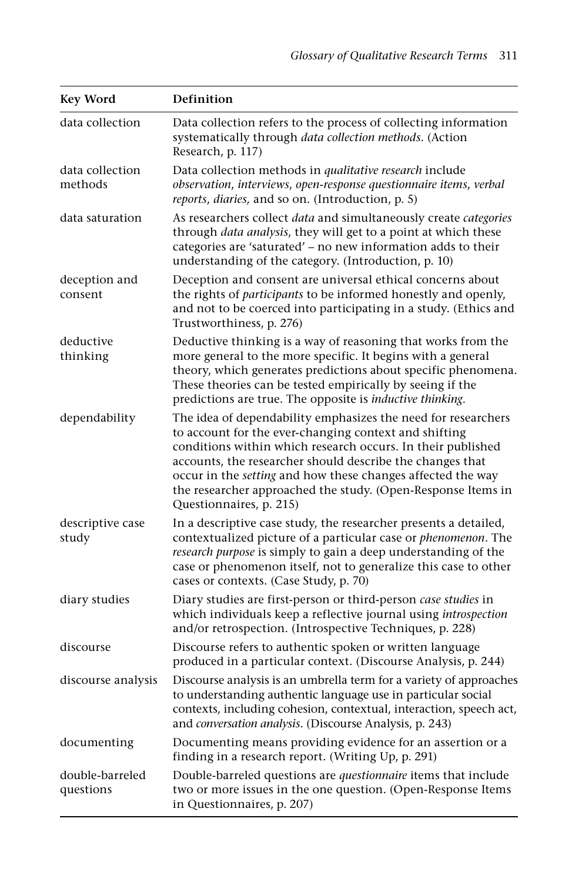| Key Word | Definition |
| --- | --- |
| data collection | Data collection refers to the process of collecting information systematically through *data collection methods*. (Action Research, p. 117) |
| data collection methods | Data collection methods in *qualitative research* include *observation*, *interviews*, *open-response questionnaire items*, *verbal reports*, *diaries,* and so on. (Introduction, p. 5) |
| data saturation | As researchers collect *data* and simultaneously create *categories* through *data analysis*, they will get to a point at which these categories are 'saturated' – no new information adds to their understanding of the category. (Introduction, p. 10) |
| deception and consent | Deception and consent are universal ethical concerns about the rights of *participants* to be informed honestly and openly, and not to be coerced into participating in a study. (Ethics and Trustworthiness, p. 276) |
| deductive thinking | Deductive thinking is a way of reasoning that works from the more general to the more specific. It begins with a general theory, which generates predictions about specific phenomena. These theories can be tested empirically by seeing if the predictions are true. The opposite is *inductive thinking*. |
| dependability | The idea of dependability emphasizes the need for researchers to account for the ever-changing context and shifting conditions within which research occurs. In their published accounts, the researcher should describe the changes that occur in the *setting* and how these changes affected the way the researcher approached the study. (Open-Response Items in Questionnaires, p. 215) |
| descriptive case study | In a descriptive case study, the researcher presents a detailed, contextualized picture of a particular case or *phenomenon*. The *research purpose* is simply to gain a deep understanding of the case or phenomenon itself, not to generalize this case to other cases or contexts. (Case Study, p. 70) |
| diary studies | Diary studies are first-person or third-person *case studies* in which individuals keep a reflective journal using *introspection* and/or retrospection. (Introspective Techniques, p. 228) |
| discourse | Discourse refers to authentic spoken or written language produced in a particular context. (Discourse Analysis, p. 244) |
| discourse analysis | Discourse analysis is an umbrella term for a variety of approaches to understanding authentic language use in particular social contexts, including cohesion, contextual, interaction, speech act, and *conversation analysis*. (Discourse Analysis, p. 243) |
| documenting | Documenting means providing evidence for an assertion or a finding in a research report. (Writing Up, p. 291) |
| double-barreled questions | Double-barreled questions are *questionnaire* items that include two or more issues in the one question. (Open-Response Items in Questionnaires, p. 207) |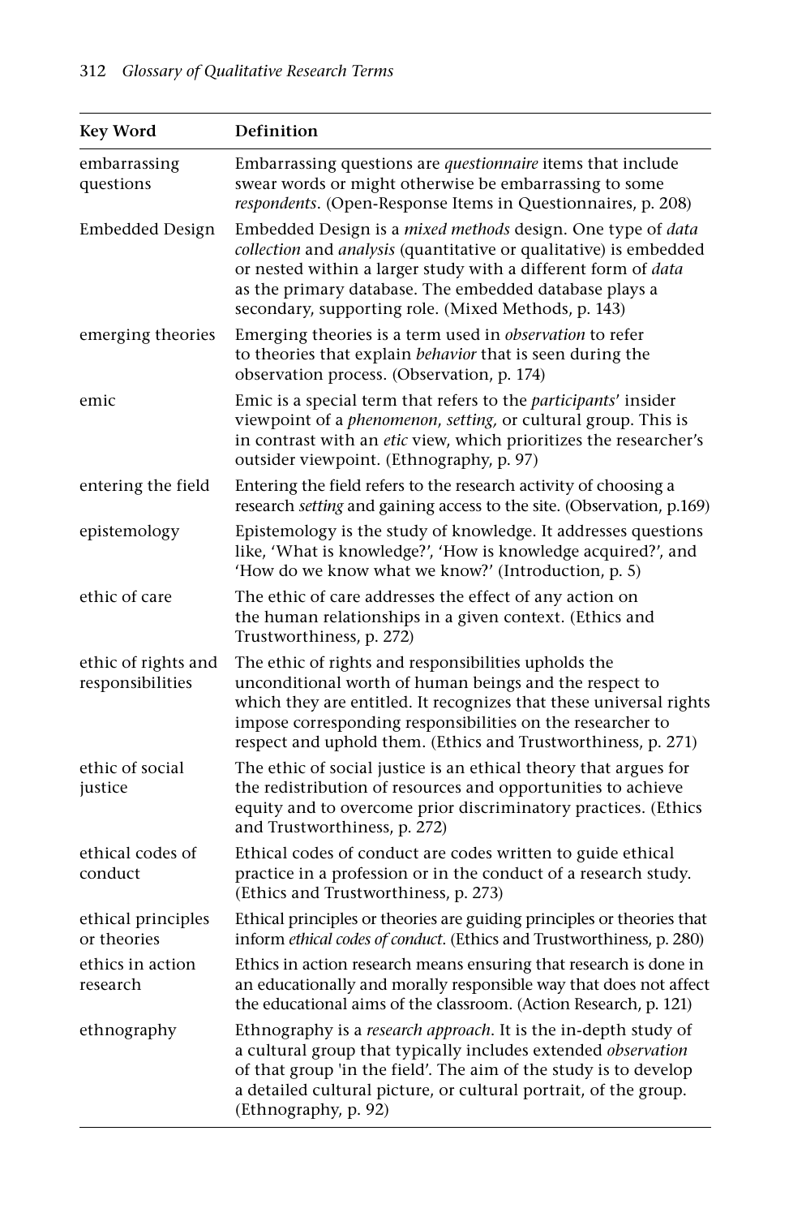| Key Word | Definition |
|---|---|
| embarrassing questions | Embarrassing questions are *questionnaire* items that include swear words or might otherwise be embarrassing to some *respondents*. (Open-Response Items in Questionnaires, p. 208) |
| Embedded Design | Embedded Design is a *mixed methods* design. One type of *data collection* and *analysis* (quantitative or qualitative) is embedded or nested within a larger study with a different form of *data* as the primary database. The embedded database plays a secondary, supporting role. (Mixed Methods, p. 143) |
| emerging theories | Emerging theories is a term used in *observation* to refer to theories that explain *behavior* that is seen during the observation process. (Observation, p. 174) |
| emic | Emic is a special term that refers to the *participants*' insider viewpoint of a *phenomenon*, *setting,* or cultural group. This is in contrast with an *etic* view, which prioritizes the researcher's outsider viewpoint. (Ethnography, p. 97) |
| entering the field | Entering the field refers to the research activity of choosing a research *setting* and gaining access to the site. (Observation, p.169) |
| epistemology | Epistemology is the study of knowledge. It addresses questions like, 'What is knowledge?', 'How is knowledge acquired?', and 'How do we know what we know?' (Introduction, p. 5) |
| ethic of care | The ethic of care addresses the effect of any action on the human relationships in a given context. (Ethics and Trustworthiness, p. 272) |
| ethic of rights and responsibilities | The ethic of rights and responsibilities upholds the unconditional worth of human beings and the respect to which they are entitled. It recognizes that these universal rights impose corresponding responsibilities on the researcher to respect and uphold them. (Ethics and Trustworthiness, p. 271) |
| ethic of social justice | The ethic of social justice is an ethical theory that argues for the redistribution of resources and opportunities to achieve equity and to overcome prior discriminatory practices. (Ethics and Trustworthiness, p. 272) |
| ethical codes of conduct | Ethical codes of conduct are codes written to guide ethical practice in a profession or in the conduct of a research study. (Ethics and Trustworthiness, p. 273) |
| ethical principles or theories | Ethical principles or theories are guiding principles or theories that inform *ethical codes of conduct*. (Ethics and Trustworthiness, p. 280) |
| ethics in action research | Ethics in action research means ensuring that research is done in an educationally and morally responsible way that does not affect the educational aims of the classroom. (Action Research, p. 121) |
| ethnography | Ethnography is a *research approach*. It is the in-depth study of a cultural group that typically includes extended *observation* of that group 'in the field'. The aim of the study is to develop a detailed cultural picture, or cultural portrait, of the group. (Ethnography, p. 92) |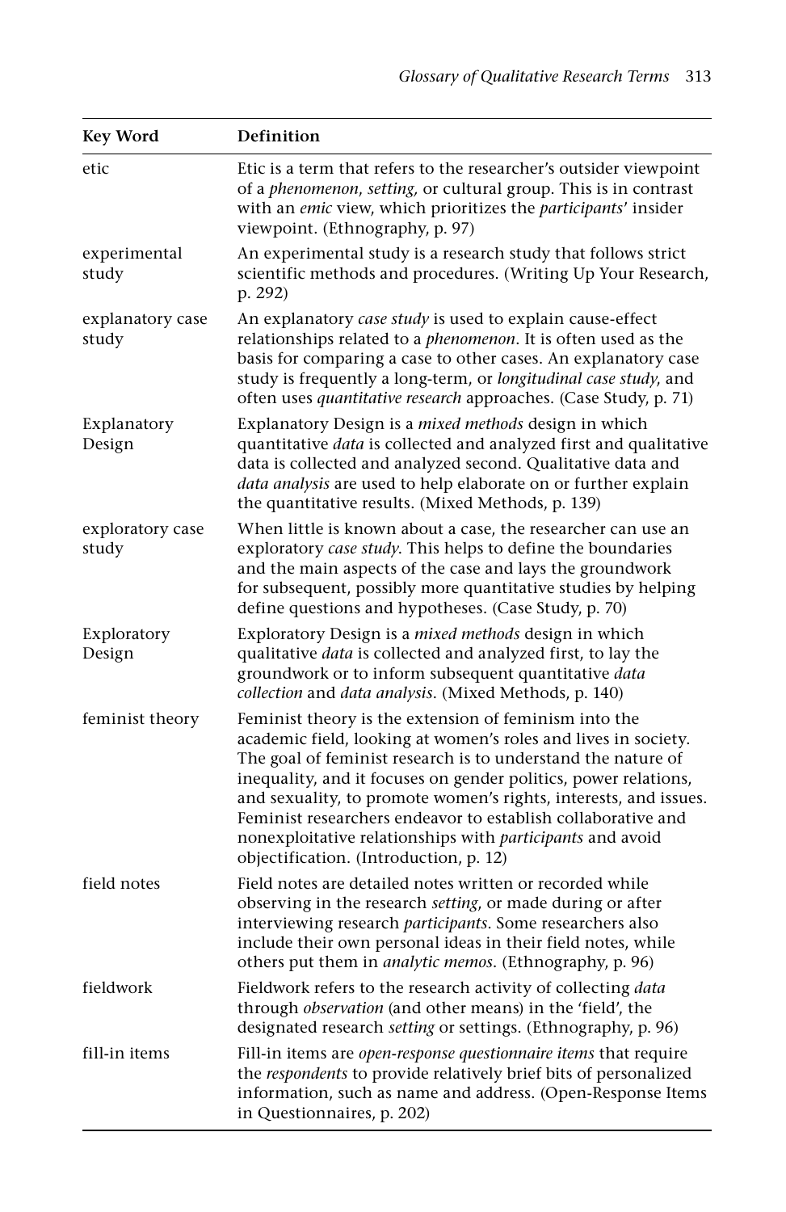| Key Word | Definition |
|---|---|
| etic | Etic is a term that refers to the researcher's outsider viewpoint of a *phenomenon*, *setting,* or cultural group. This is in contrast with an *emic* view, which prioritizes the *participants*' insider viewpoint. (Ethnography, p. 97) |
| experimental study | An experimental study is a research study that follows strict scientific methods and procedures. (Writing Up Your Research, p. 292) |
| explanatory case study | An explanatory *case study* is used to explain cause-effect relationships related to a *phenomenon*. It is often used as the basis for comparing a case to other cases. An explanatory case study is frequently a long-term, or *longitudinal case study*, and often uses *quantitative research* approaches. (Case Study, p. 71) |
| Explanatory Design | Explanatory Design is a *mixed methods* design in which quantitative *data* is collected and analyzed first and qualitative data is collected and analyzed second. Qualitative data and *data analysis* are used to help elaborate on or further explain the quantitative results. (Mixed Methods, p. 139) |
| exploratory case study | When little is known about a case, the researcher can use an exploratory *case study*. This helps to define the boundaries and the main aspects of the case and lays the groundwork for subsequent, possibly more quantitative studies by helping define questions and hypotheses. (Case Study, p. 70) |
| Exploratory Design | Exploratory Design is a *mixed methods* design in which qualitative *data* is collected and analyzed first, to lay the groundwork or to inform subsequent quantitative *data collection* and *data analysis*. (Mixed Methods, p. 140) |
| feminist theory | Feminist theory is the extension of feminism into the academic field, looking at women's roles and lives in society. The goal of feminist research is to understand the nature of inequality, and it focuses on gender politics, power relations, and sexuality, to promote women's rights, interests, and issues. Feminist researchers endeavor to establish collaborative and nonexploitative relationships with *participants* and avoid objectification. (Introduction, p. 12) |
| field notes | Field notes are detailed notes written or recorded while observing in the research *setting*, or made during or after interviewing research *participants*. Some researchers also include their own personal ideas in their field notes, while others put them in *analytic memos*. (Ethnography, p. 96) |
| fieldwork | Fieldwork refers to the research activity of collecting *data* through *observation* (and other means) in the 'field', the designated research *setting* or settings. (Ethnography, p. 96) |
| fill-in items | Fill-in items are *open-response questionnaire items* that require the *respondents* to provide relatively brief bits of personalized information, such as name and address. (Open-Response Items in Questionnaires, p. 202) |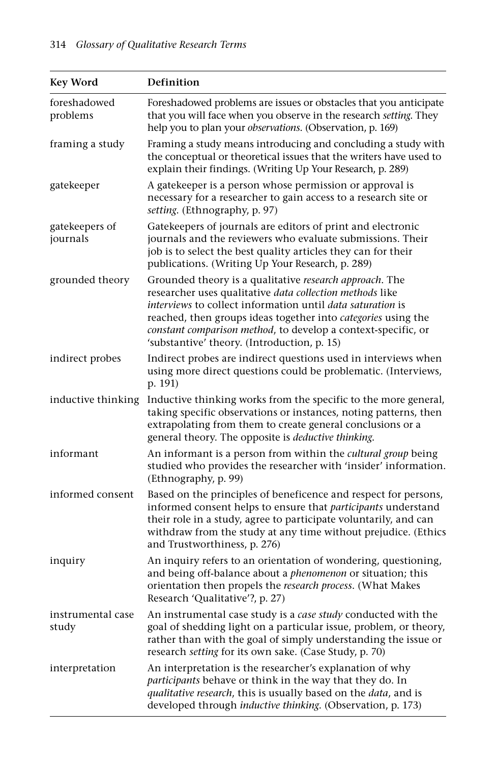| Key Word | Definition |
| --- | --- |
| foreshadowed problems | Foreshadowed problems are issues or obstacles that you anticipate that you will face when you observe in the research *setting*. They help you to plan your *observations*. (Observation, p. 169) |
| framing a study | Framing a study means introducing and concluding a study with the conceptual or theoretical issues that the writers have used to explain their findings. (Writing Up Your Research, p. 289) |
| gatekeeper | A gatekeeper is a person whose permission or approval is necessary for a researcher to gain access to a research site or *setting*. (Ethnography, p. 97) |
| gatekeepers of journals | Gatekeepers of journals are editors of print and electronic journals and the reviewers who evaluate submissions. Their job is to select the best quality articles they can for their publications. (Writing Up Your Research, p. 289) |
| grounded theory | Grounded theory is a qualitative *research approach*. The researcher uses qualitative *data collection methods* like *interviews* to collect information until *data saturation* is reached, then groups ideas together into *categories* using the *constant comparison method*, to develop a context-specific, or 'substantive' theory. (Introduction, p. 15) |
| indirect probes | Indirect probes are indirect questions used in interviews when using more direct questions could be problematic. (Interviews, p. 191) |
| inductive thinking | Inductive thinking works from the specific to the more general, taking specific observations or instances, noting patterns, then extrapolating from them to create general conclusions or a general theory. The opposite is *deductive thinking*. |
| informant | An informant is a person from within the *cultural group* being studied who provides the researcher with 'insider' information. (Ethnography, p. 99) |
| informed consent | Based on the principles of beneficence and respect for persons, informed consent helps to ensure that *participants* understand their role in a study, agree to participate voluntarily, and can withdraw from the study at any time without prejudice. (Ethics and Trustworthiness, p. 276) |
| inquiry | An inquiry refers to an orientation of wondering, questioning, and being off-balance about a *phenomenon* or situation; this orientation then propels the *research process*. (What Makes Research 'Qualitative'?, p. 27) |
| instrumental case study | An instrumental case study is a *case study* conducted with the goal of shedding light on a particular issue, problem, or theory, rather than with the goal of simply understanding the issue or research *setting* for its own sake. (Case Study, p. 70) |
| interpretation | An interpretation is the researcher's explanation of why *participants* behave or think in the way that they do. In *qualitative research*, this is usually based on the *data*, and is developed through *inductive thinking*. (Observation, p. 173) |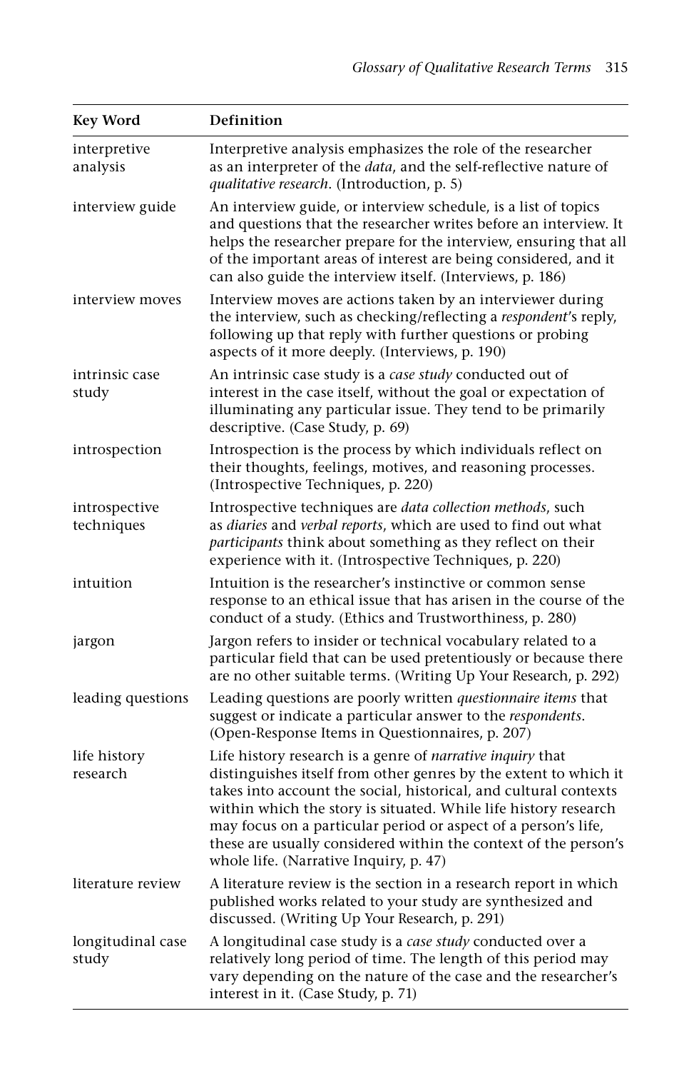| Key Word | Definition |
|---|---|
| interpretive analysis | Interpretive analysis emphasizes the role of the researcher as an interpreter of the *data*, and the self-reflective nature of *qualitative research*. (Introduction, p. 5) |
| interview guide | An interview guide, or interview schedule, is a list of topics and questions that the researcher writes before an interview. It helps the researcher prepare for the interview, ensuring that all of the important areas of interest are being considered, and it can also guide the interview itself. (Interviews, p. 186) |
| interview moves | Interview moves are actions taken by an interviewer during the interview, such as checking/reflecting a *respondent*'s reply, following up that reply with further questions or probing aspects of it more deeply. (Interviews, p. 190) |
| intrinsic case study | An intrinsic case study is a *case study* conducted out of interest in the case itself, without the goal or expectation of illuminating any particular issue. They tend to be primarily descriptive. (Case Study, p. 69) |
| introspection | Introspection is the process by which individuals reflect on their thoughts, feelings, motives, and reasoning processes. (Introspective Techniques, p. 220) |
| introspective techniques | Introspective techniques are *data collection methods*, such as *diaries* and *verbal reports*, which are used to find out what *participants* think about something as they reflect on their experience with it. (Introspective Techniques, p. 220) |
| intuition | Intuition is the researcher's instinctive or common sense response to an ethical issue that has arisen in the course of the conduct of a study. (Ethics and Trustworthiness, p. 280) |
| jargon | Jargon refers to insider or technical vocabulary related to a particular field that can be used pretentiously or because there are no other suitable terms. (Writing Up Your Research, p. 292) |
| leading questions | Leading questions are poorly written *questionnaire items* that suggest or indicate a particular answer to the *respondents*. (Open-Response Items in Questionnaires, p. 207) |
| life history research | Life history research is a genre of *narrative inquiry* that distinguishes itself from other genres by the extent to which it takes into account the social, historical, and cultural contexts within which the story is situated. While life history research may focus on a particular period or aspect of a person's life, these are usually considered within the context of the person's whole life. (Narrative Inquiry, p. 47) |
| literature review | A literature review is the section in a research report in which published works related to your study are synthesized and discussed. (Writing Up Your Research, p. 291) |
| longitudinal case study | A longitudinal case study is a *case study* conducted over a relatively long period of time. The length of this period may vary depending on the nature of the case and the researcher's interest in it. (Case Study, p. 71) |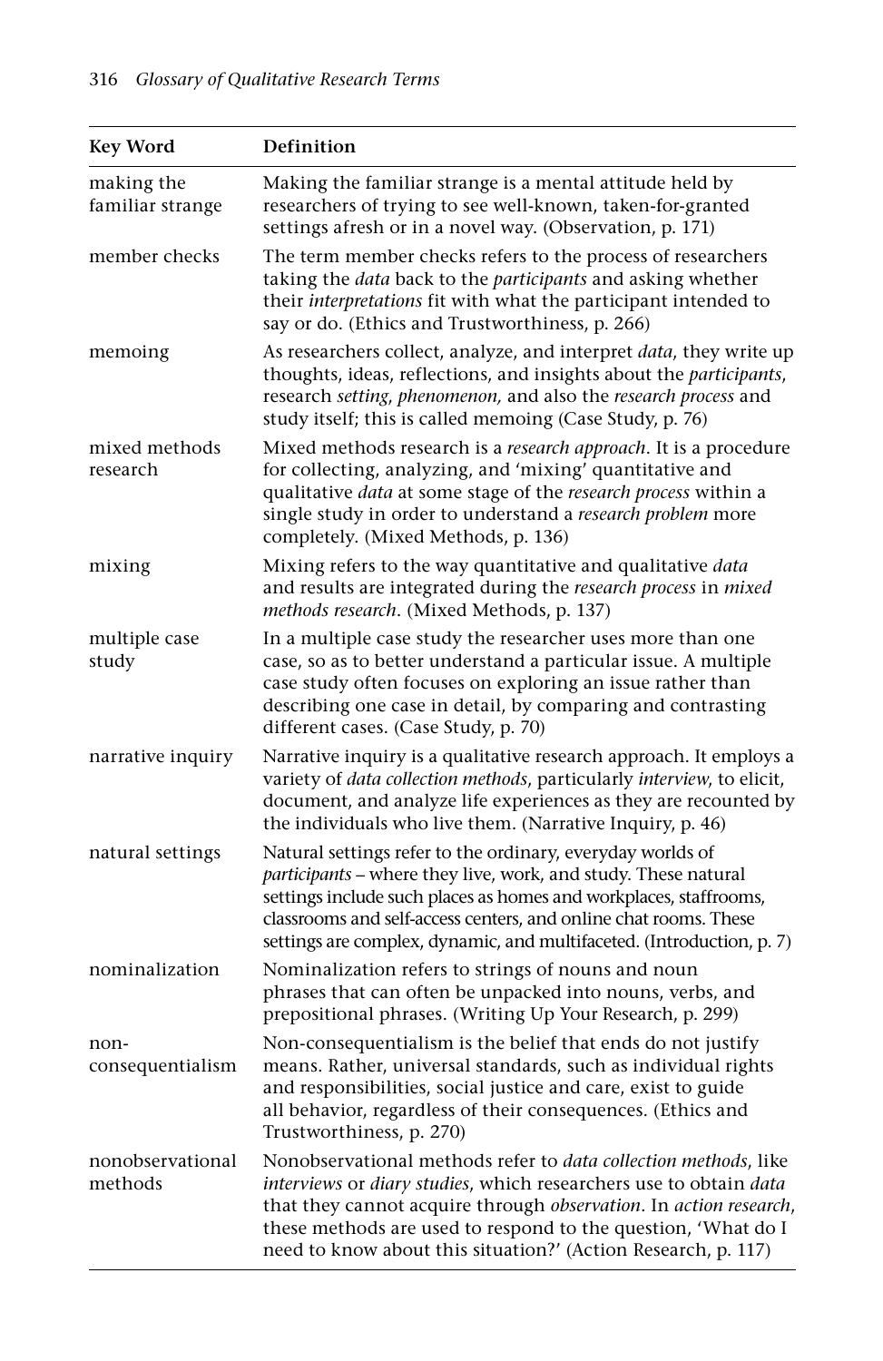| Key Word | Definition |
|---|---|
| making the familiar strange | Making the familiar strange is a mental attitude held by researchers of trying to see well-known, taken-for-granted settings afresh or in a novel way. (Observation, p. 171) |
| member checks | The term member checks refers to the process of researchers taking the *data* back to the *participants* and asking whether their *interpretations* fit with what the participant intended to say or do. (Ethics and Trustworthiness, p. 266) |
| memoing | As researchers collect, analyze, and interpret *data*, they write up thoughts, ideas, reflections, and insights about the *participants*, research *setting*, *phenomenon,* and also the *research process* and study itself; this is called memoing (Case Study, p. 76) |
| mixed methods research | Mixed methods research is a *research approach*. It is a procedure for collecting, analyzing, and 'mixing' quantitative and qualitative *data* at some stage of the *research process* within a single study in order to understand a *research problem* more completely. (Mixed Methods, p. 136) |
| mixing | Mixing refers to the way quantitative and qualitative *data* and results are integrated during the *research process* in *mixed methods research*. (Mixed Methods, p. 137) |
| multiple case study | In a multiple case study the researcher uses more than one case, so as to better understand a particular issue. A multiple case study often focuses on exploring an issue rather than describing one case in detail, by comparing and contrasting different cases. (Case Study, p. 70) |
| narrative inquiry | Narrative inquiry is a qualitative research approach. It employs a variety of *data collection methods*, particularly *interview*, to elicit, document, and analyze life experiences as they are recounted by the individuals who live them. (Narrative Inquiry, p. 46) |
| natural settings | Natural settings refer to the ordinary, everyday worlds of *participants* – where they live, work, and study. These natural settings include such places as homes and workplaces, staffrooms, classrooms and self-access centers, and online chat rooms. These settings are complex, dynamic, and multifaceted. (Introduction, p. 7) |
| nominalization | Nominalization refers to strings of nouns and noun phrases that can often be unpacked into nouns, verbs, and prepositional phrases. (Writing Up Your Research, p. 299) |
| non-consequentialism | Non-consequentialism is the belief that ends do not justify means. Rather, universal standards, such as individual rights and responsibilities, social justice and care, exist to guide all behavior, regardless of their consequences. (Ethics and Trustworthiness, p. 270) |
| nonobservational methods | Nonobservational methods refer to *data collection methods*, like *interviews* or *diary studies*, which researchers use to obtain *data* that they cannot acquire through *observation*. In *action research*, these methods are used to respond to the question, 'What do I need to know about this situation?' (Action Research, p. 117) |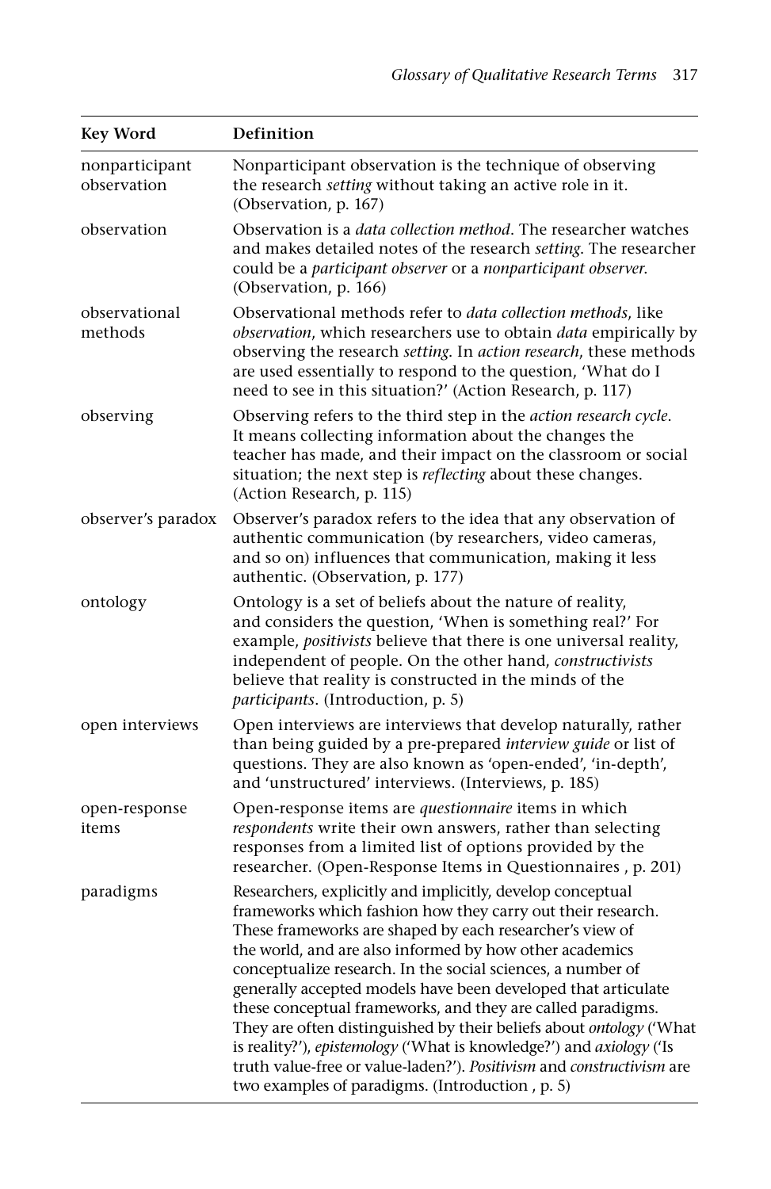| Key Word | Definition |
|---|---|
| nonparticipant observation | Nonparticipant observation is the technique of observing the research *setting* without taking an active role in it. (Observation, p. 167) |
| observation | Observation is a *data collection method*. The researcher watches and makes detailed notes of the research *setting*. The researcher could be a *participant observer* or a *nonparticipant observer*. (Observation, p. 166) |
| observational methods | Observational methods refer to *data collection methods*, like *observation*, which researchers use to obtain *data* empirically by observing the research *setting*. In *action research*, these methods are used essentially to respond to the question, 'What do I need to see in this situation?' (Action Research, p. 117) |
| observing | Observing refers to the third step in the *action research cycle*. It means collecting information about the changes the teacher has made, and their impact on the classroom or social situation; the next step is *reflecting* about these changes. (Action Research, p. 115) |
| observer's paradox | Observer's paradox refers to the idea that any observation of authentic communication (by researchers, video cameras, and so on) influences that communication, making it less authentic. (Observation, p. 177) |
| ontology | Ontology is a set of beliefs about the nature of reality, and considers the question, 'When is something real?' For example, *positivists* believe that there is one universal reality, independent of people. On the other hand, *constructivists* believe that reality is constructed in the minds of the *participants*. (Introduction, p. 5) |
| open interviews | Open interviews are interviews that develop naturally, rather than being guided by a pre-prepared *interview guide* or list of questions. They are also known as 'open-ended', 'in-depth', and 'unstructured' interviews. (Interviews, p. 185) |
| open-response items | Open-response items are *questionnaire* items in which *respondents* write their own answers, rather than selecting responses from a limited list of options provided by the researcher. (Open-Response Items in Questionnaires , p. 201) |
| paradigms | Researchers, explicitly and implicitly, develop conceptual frameworks which fashion how they carry out their research. These frameworks are shaped by each researcher's view of the world, and are also informed by how other academics conceptualize research. In the social sciences, a number of generally accepted models have been developed that articulate these conceptual frameworks, and they are called paradigms. They are often distinguished by their beliefs about *ontology* ('What is reality?'), *epistemology* ('What is knowledge?') and *axiology* ('Is truth value-free or value-laden?'). *Positivism* and *constructivism* are two examples of paradigms. (Introduction , p. 5) |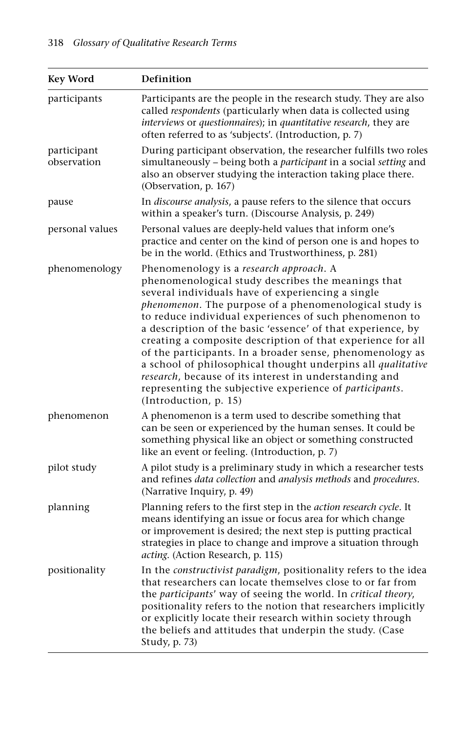| Key Word | Definition |
| --- | --- |
| participants | Participants are the people in the research study. They are also called *respondents* (particularly when data is collected using *interviews* or *questionnaires*); in *quantitative research*, they are often referred to as 'subjects'. (Introduction, p. 7) |
| participant observation | During participant observation, the researcher fulfills two roles simultaneously – being both a *participant* in a social *setting* and also an observer studying the interaction taking place there. (Observation, p. 167) |
| pause | In *discourse analysis*, a pause refers to the silence that occurs within a speaker's turn. (Discourse Analysis, p. 249) |
| personal values | Personal values are deeply-held values that inform one's practice and center on the kind of person one is and hopes to be in the world. (Ethics and Trustworthiness, p. 281) |
| phenomenology | Phenomenology is a *research approach*. A phenomenological study describes the meanings that several individuals have of experiencing a single *phenomenon*. The purpose of a phenomenological study is to reduce individual experiences of such phenomenon to a description of the basic 'essence' of that experience, by creating a composite description of that experience for all of the participants. In a broader sense, phenomenology as a school of philosophical thought underpins all *qualitative research*, because of its interest in understanding and representing the subjective experience of *participants*. (Introduction, p. 15) |
| phenomenon | A phenomenon is a term used to describe something that can be seen or experienced by the human senses. It could be something physical like an object or something constructed like an event or feeling. (Introduction, p. 7) |
| pilot study | A pilot study is a preliminary study in which a researcher tests and refines *data collection* and *analysis methods* and *procedures*. (Narrative Inquiry, p. 49) |
| planning | Planning refers to the first step in the *action research cycle*. It means identifying an issue or focus area for which change or improvement is desired; the next step is putting practical strategies in place to change and improve a situation through *acting*. (Action Research, p. 115) |
| positionality | In the *constructivist paradigm*, positionality refers to the idea that researchers can locate themselves close to or far from the *participants*' way of seeing the world. In *critical theory*, positionality refers to the notion that researchers implicitly or explicitly locate their research within society through the beliefs and attitudes that underpin the study. (Case Study, p. 73) |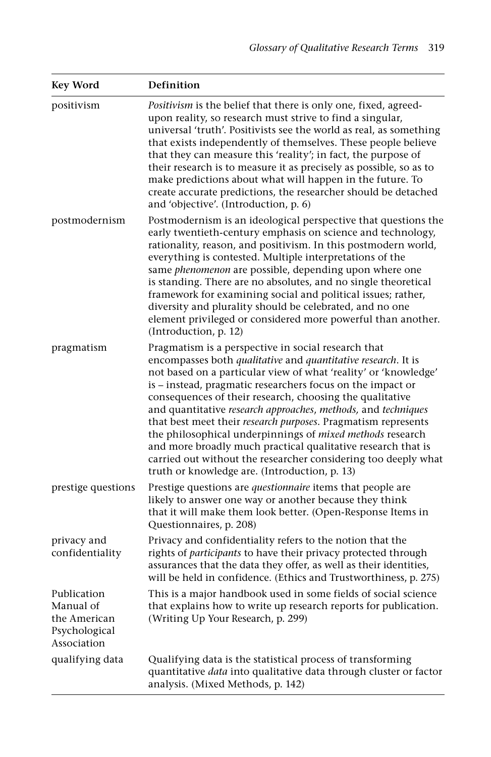| Key Word | Definition |
|---|---|
| positivism | *Positivism* is the belief that there is only one, fixed, agreed-upon reality, so research must strive to find a singular, universal 'truth'. Positivists see the world as real, as something that exists independently of themselves. These people believe that they can measure this 'reality'; in fact, the purpose of their research is to measure it as precisely as possible, so as to make predictions about what will happen in the future. To create accurate predictions, the researcher should be detached and 'objective'. (Introduction, p. 6) |
| postmodernism | Postmodernism is an ideological perspective that questions the early twentieth-century emphasis on science and technology, rationality, reason, and positivism. In this postmodern world, everything is contested. Multiple interpretations of the same *phenomenon* are possible, depending upon where one is standing. There are no absolutes, and no single theoretical framework for examining social and political issues; rather, diversity and plurality should be celebrated, and no one element privileged or considered more powerful than another. (Introduction, p. 12) |
| pragmatism | Pragmatism is a perspective in social research that encompasses both *qualitative* and *quantitative research*. It is not based on a particular view of what 'reality' or 'knowledge' is – instead, pragmatic researchers focus on the impact or consequences of their research, choosing the qualitative and quantitative *research approaches*, *methods,* and *techniques* that best meet their *research purposes*. Pragmatism represents the philosophical underpinnings of *mixed methods* research and more broadly much practical qualitative research that is carried out without the researcher considering too deeply what truth or knowledge are. (Introduction, p. 13) |
| prestige questions | Prestige questions are *questionnaire* items that people are likely to answer one way or another because they think that it will make them look better. (Open-Response Items in Questionnaires, p. 208) |
| privacy and confidentiality | Privacy and confidentiality refers to the notion that the rights of *participants* to have their privacy protected through assurances that the data they offer, as well as their identities, will be held in confidence. (Ethics and Trustworthiness, p. 275) |
| Publication Manual of the American Psychological Association | This is a major handbook used in some fields of social science that explains how to write up research reports for publication. (Writing Up Your Research, p. 299) |
| qualifying data | Qualifying data is the statistical process of transforming quantitative *data* into qualitative data through cluster or factor analysis. (Mixed Methods, p. 142) |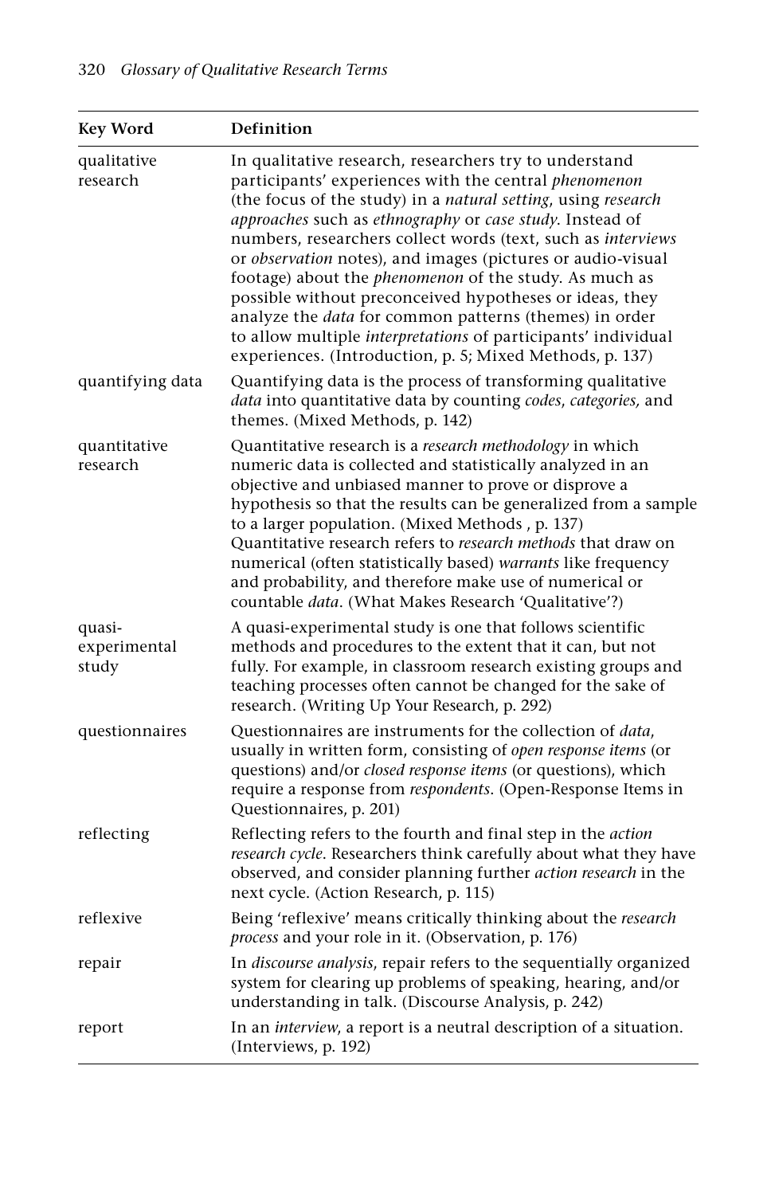| Key Word | Definition |
| --- | --- |
| qualitative research | In qualitative research, researchers try to understand participants' experiences with the central *phenomenon* (the focus of the study) in a *natural setting*, using *research approaches* such as *ethnography* or *case study*. Instead of numbers, researchers collect words (text, such as *interviews* or *observation* notes), and images (pictures or audio-visual footage) about the *phenomenon* of the study. As much as possible without preconceived hypotheses or ideas, they analyze the *data* for common patterns (themes) in order to allow multiple *interpretations* of participants' individual experiences. (Introduction, p. 5; Mixed Methods, p. 137) |
| quantifying data | Quantifying data is the process of transforming qualitative *data* into quantitative data by counting *codes*, *categories,* and themes. (Mixed Methods, p. 142) |
| quantitative research | Quantitative research is a *research methodology* in which numeric data is collected and statistically analyzed in an objective and unbiased manner to prove or disprove a hypothesis so that the results can be generalized from a sample to a larger population. (Mixed Methods , p. 137) Quantitative research refers to *research methods* that draw on numerical (often statistically based) *warrants* like frequency and probability, and therefore make use of numerical or countable *data*. (What Makes Research 'Qualitative'?) |
| quasi-experimental study | A quasi-experimental study is one that follows scientific methods and procedures to the extent that it can, but not fully. For example, in classroom research existing groups and teaching processes often cannot be changed for the sake of research. (Writing Up Your Research, p. 292) |
| questionnaires | Questionnaires are instruments for the collection of *data*, usually in written form, consisting of *open response items* (or questions) and/or *closed response items* (or questions), which require a response from *respondents*. (Open-Response Items in Questionnaires, p. 201) |
| reflecting | Reflecting refers to the fourth and final step in the *action research cycle*. Researchers think carefully about what they have observed, and consider planning further *action research* in the next cycle. (Action Research, p. 115) |
| reflexive | Being 'reflexive' means critically thinking about the *research process* and your role in it. (Observation, p. 176) |
| repair | In *discourse analysis*, repair refers to the sequentially organized system for clearing up problems of speaking, hearing, and/or understanding in talk. (Discourse Analysis, p. 242) |
| report | In an *interview*, a report is a neutral description of a situation. (Interviews, p. 192) |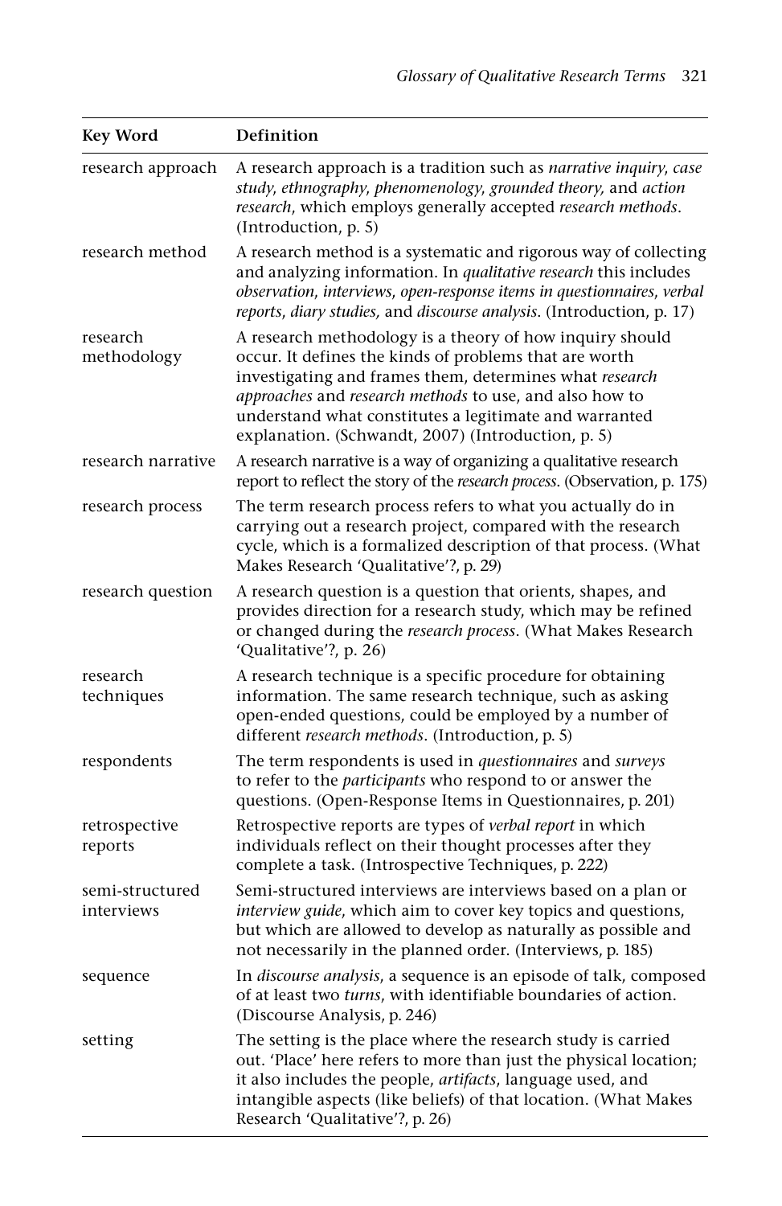| Key Word | Definition |
|---|---|
| research approach | A research approach is a tradition such as *narrative inquiry*, *case study*, *ethnography*, *phenomenology*, *grounded theory,* and *action research*, which employs generally accepted *research methods*. (Introduction, p. 5) |
| research method | A research method is a systematic and rigorous way of collecting and analyzing information. In *qualitative research* this includes *observation*, *interviews*, *open-response items in questionnaires*, *verbal reports*, *diary studies,* and *discourse analysis*. (Introduction, p. 17) |
| research methodology | A research methodology is a theory of how inquiry should occur. It defines the kinds of problems that are worth investigating and frames them, determines what *research approaches* and *research methods* to use, and also how to understand what constitutes a legitimate and warranted explanation. (Schwandt, 2007) (Introduction, p. 5) |
| research narrative | A research narrative is a way of organizing a qualitative research report to reflect the story of the *research process*. (Observation, p. 175) |
| research process | The term research process refers to what you actually do in carrying out a research project, compared with the research cycle, which is a formalized description of that process. (What Makes Research 'Qualitative'?, p. 29) |
| research question | A research question is a question that orients, shapes, and provides direction for a research study, which may be refined or changed during the *research process*. (What Makes Research 'Qualitative'?, p. 26) |
| research techniques | A research technique is a specific procedure for obtaining information. The same research technique, such as asking open-ended questions, could be employed by a number of different *research methods*. (Introduction, p. 5) |
| respondents | The term respondents is used in *questionnaires* and *surveys* to refer to the *participants* who respond to or answer the questions. (Open-Response Items in Questionnaires, p. 201) |
| retrospective reports | Retrospective reports are types of *verbal report* in which individuals reflect on their thought processes after they complete a task. (Introspective Techniques, p. 222) |
| semi-structured interviews | Semi-structured interviews are interviews based on a plan or *interview guide*, which aim to cover key topics and questions, but which are allowed to develop as naturally as possible and not necessarily in the planned order. (Interviews, p. 185) |
| sequence | In *discourse analysis*, a sequence is an episode of talk, composed of at least two *turns*, with identifiable boundaries of action. (Discourse Analysis, p. 246) |
| setting | The setting is the place where the research study is carried out. 'Place' here refers to more than just the physical location; it also includes the people, *artifacts*, language used, and intangible aspects (like beliefs) of that location. (What Makes Research 'Qualitative'?, p. 26) |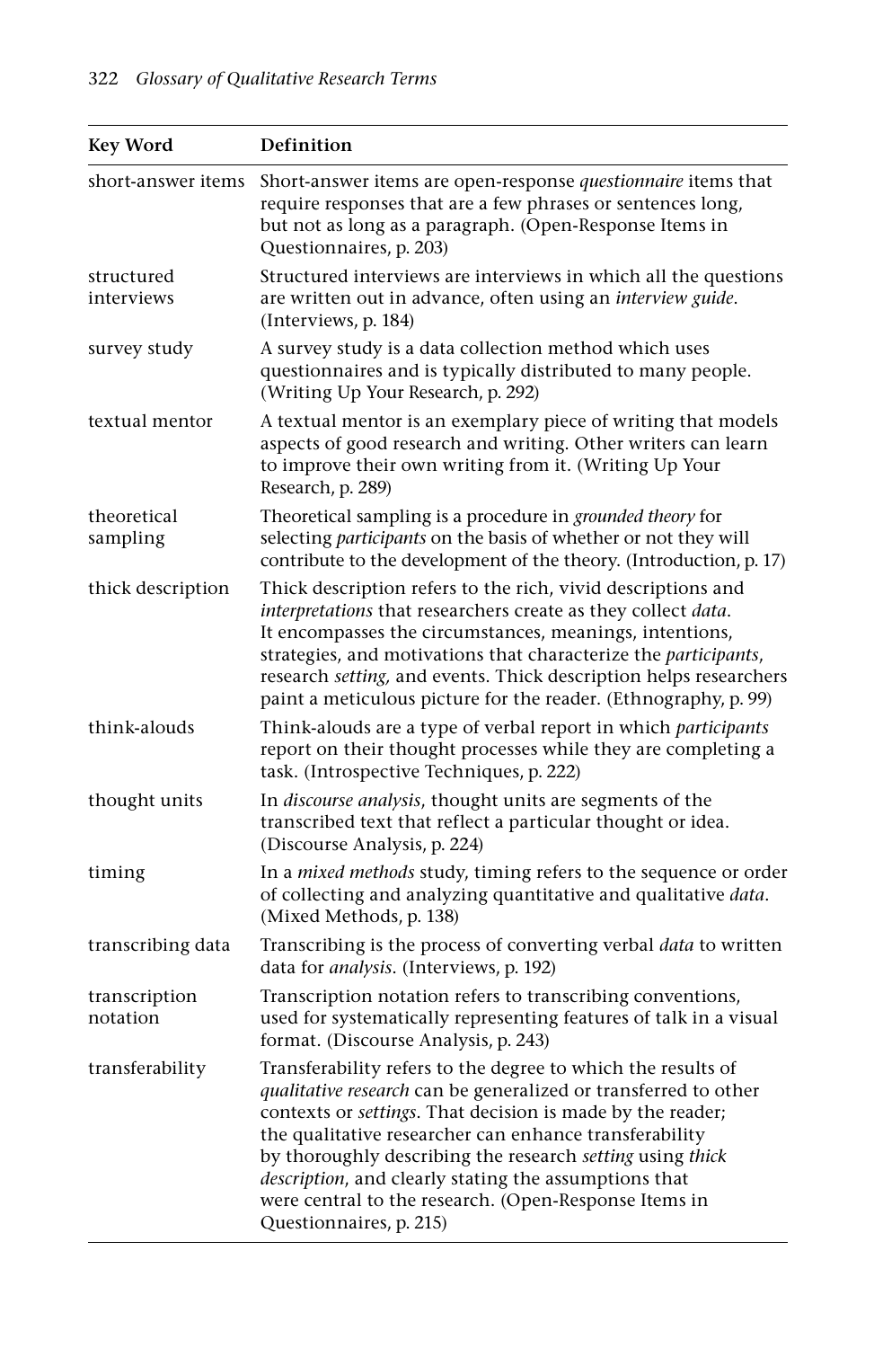| Key Word | Definition |
|---|---|
| short-answer items | Short-answer items are open-response *questionnaire* items that require responses that are a few phrases or sentences long, but not as long as a paragraph. (Open-Response Items in Questionnaires, p. 203) |
| structured interviews | Structured interviews are interviews in which all the questions are written out in advance, often using an *interview guide*. (Interviews, p. 184) |
| survey study | A survey study is a data collection method which uses questionnaires and is typically distributed to many people. (Writing Up Your Research, p. 292) |
| textual mentor | A textual mentor is an exemplary piece of writing that models aspects of good research and writing. Other writers can learn to improve their own writing from it. (Writing Up Your Research, p. 289) |
| theoretical sampling | Theoretical sampling is a procedure in *grounded theory* for selecting *participants* on the basis of whether or not they will contribute to the development of the theory. (Introduction, p. 17) |
| thick description | Thick description refers to the rich, vivid descriptions and *interpretations* that researchers create as they collect *data*. It encompasses the circumstances, meanings, intentions, strategies, and motivations that characterize the *participants*, research *setting,* and events. Thick description helps researchers paint a meticulous picture for the reader. (Ethnography, p. 99) |
| think-alouds | Think-alouds are a type of verbal report in which *participants* report on their thought processes while they are completing a task. (Introspective Techniques, p. 222) |
| thought units | In *discourse analysis*, thought units are segments of the transcribed text that reflect a particular thought or idea. (Discourse Analysis, p. 224) |
| timing | In a *mixed methods* study, timing refers to the sequence or order of collecting and analyzing quantitative and qualitative *data*. (Mixed Methods, p. 138) |
| transcribing data | Transcribing is the process of converting verbal *data* to written data for *analysis*. (Interviews, p. 192) |
| transcription notation | Transcription notation refers to transcribing conventions, used for systematically representing features of talk in a visual format. (Discourse Analysis, p. 243) |
| transferability | Transferability refers to the degree to which the results of *qualitative research* can be generalized or transferred to other contexts or *settings*. That decision is made by the reader; the qualitative researcher can enhance transferability by thoroughly describing the research *setting* using *thick description*, and clearly stating the assumptions that were central to the research. (Open-Response Items in Questionnaires, p. 215) |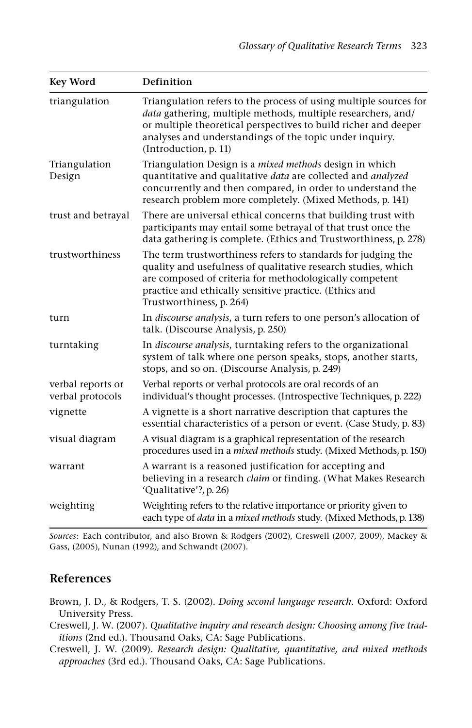| Key Word | Definition |
|---|---|
| triangulation | Triangulation refers to the process of using multiple sources for *data* gathering, multiple methods, multiple researchers, and/ or multiple theoretical perspectives to build richer and deeper analyses and understandings of the topic under inquiry. (Introduction, p. 11) |
| Triangulation Design | Triangulation Design is a *mixed methods* design in which quantitative and qualitative *data* are collected and *analyzed* concurrently and then compared, in order to understand the research problem more completely. (Mixed Methods, p. 141) |
| trust and betrayal | There are universal ethical concerns that building trust with participants may entail some betrayal of that trust once the data gathering is complete. (Ethics and Trustworthiness, p. 278) |
| trustworthiness | The term trustworthiness refers to standards for judging the quality and usefulness of qualitative research studies, which are composed of criteria for methodologically competent practice and ethically sensitive practice. (Ethics and Trustworthiness, p. 264) |
| turn | In *discourse analysis*, a turn refers to one person's allocation of talk. (Discourse Analysis, p. 250) |
| turntaking | In *discourse analysis*, turntaking refers to the organizational system of talk where one person speaks, stops, another starts, stops, and so on. (Discourse Analysis, p. 249) |
| verbal reports or verbal protocols | Verbal reports or verbal protocols are oral records of an individual's thought processes. (Introspective Techniques, p. 222) |
| vignette | A vignette is a short narrative description that captures the essential characteristics of a person or event. (Case Study, p. 83) |
| visual diagram | A visual diagram is a graphical representation of the research procedures used in a *mixed methods* study. (Mixed Methods, p. 150) |
| warrant | A warrant is a reasoned justification for accepting and believing in a research *claim* or finding. (What Makes Research 'Qualitative'?, p. 26) |
| weighting | Weighting refers to the relative importance or priority given to each type of *data* in a *mixed methods* study. (Mixed Methods, p. 138) |

*Sources*: Each contributor, and also Brown & Rodgers (2002), Creswell (2007, 2009), Mackey & Gass, (2005), Nunan (1992), and Schwandt (2007).

## References

Brown, J. D., & Rodgers, T. S. (2002). *Doing second language research*. Oxford: Oxford University Press.

Creswell, J. W. (2007). *Qualitative inquiry and research design: Choosing among five traditions* (2nd ed.). Thousand Oaks, CA: Sage Publications.

Creswell, J. W. (2009). *Research design: Qualitative, quantitative, and mixed methods approaches* (3rd ed.). Thousand Oaks, CA: Sage Publications.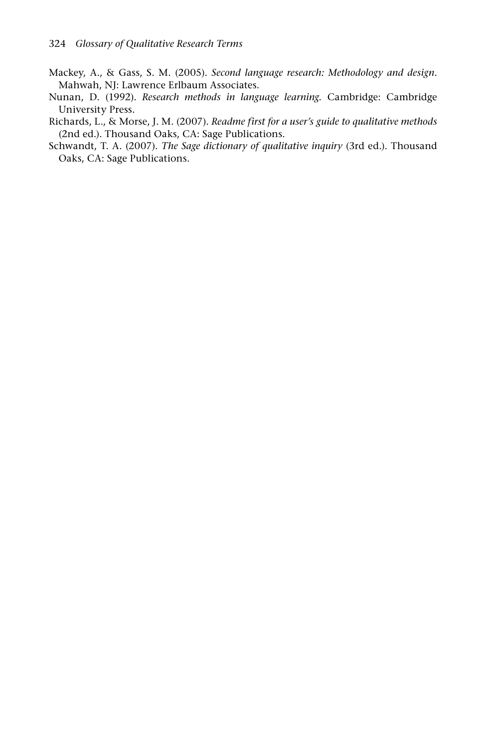Mackey, A., & Gass, S. M. (2005). *Second language research: Methodology and design*. Mahwah, NJ: Lawrence Erlbaum Associates.

Nunan, D. (1992). *Research methods in language learning.* Cambridge: Cambridge University Press.

Richards, L., & Morse, J. M. (2007). *Readme first for a user's guide to qualitative methods* (2nd ed.). Thousand Oaks, CA: Sage Publications.

Schwandt, T. A. (2007). *The Sage dictionary of qualitative inquiry* (3rd ed.). Thousand Oaks, CA: Sage Publications.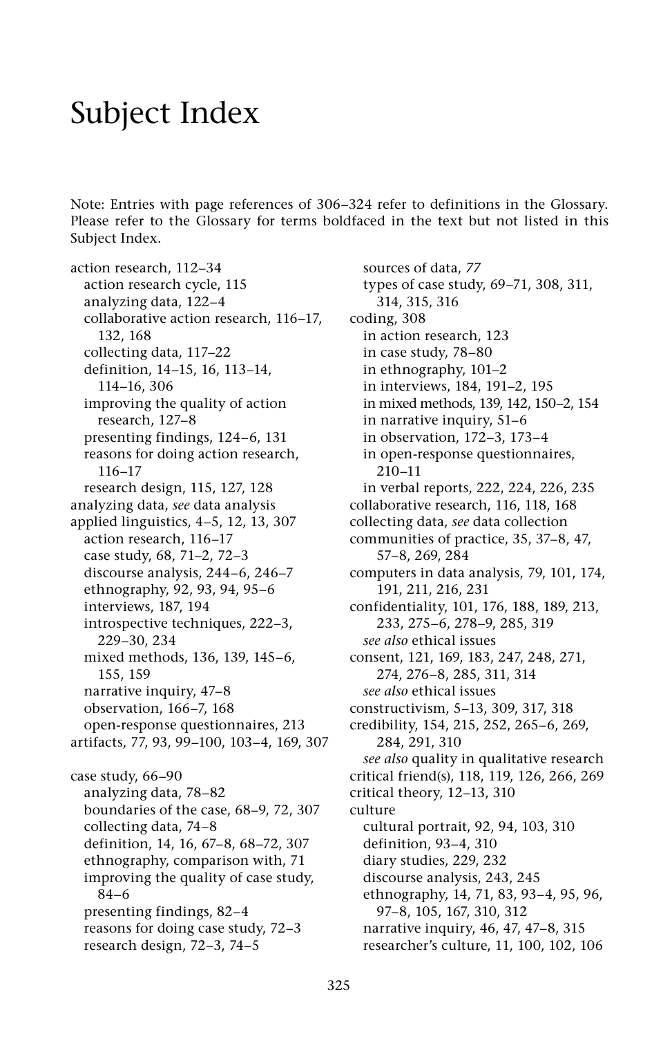# Subject Index

Note: Entries with page references of 306–324 refer to definitions in the Glossary. Please refer to the Glossary for terms boldfaced in the text but not listed in this Subject Index.

action research, 112–34
  action research cycle, 115
  analyzing data, 122–4
  collaborative action research, 116–17, 132, 168
  collecting data, 117–22
  definition, 14–15, 16, 113–14, 114–16, 306
  improving the quality of action research, 127–8
  presenting findings, 124–6, 131
  reasons for doing action research, 116–17
  research design, 115, 127, 128
analyzing data, *see* data analysis
applied linguistics, 4–5, 12, 13, 307
  action research, 116–17
  case study, 68, 71–2, 72–3
  discourse analysis, 244–6, 246–7
  ethnography, 92, 93, 94, 95–6
  interviews, 187, 194
  introspective techniques, 222–3, 229–30, 234
  mixed methods, 136, 139, 145–6, 155, 159
  narrative inquiry, 47–8
  observation, 166–7, 168
  open-response questionnaires, 213
artifacts, 77, 93, 99–100, 103–4, 169, 307

case study, 66–90
  analyzing data, 78–82
  boundaries of the case, 68–9, 72, 307
  collecting data, 74–8
  definition, 14, 16, 67–8, 68–72, 307
  ethnography, comparison with, 71
  improving the quality of case study, 84–6
  presenting findings, 82–4
  reasons for doing case study, 72–3
  research design, 72–3, 74–5
  sources of data, *77*
  types of case study, 69–71, 308, 311, 314, 315, 316
coding, 308
  in action research, 123
  in case study, 78–80
  in ethnography, 101–2
  in interviews, 184, 191–2, 195
  in mixed methods, 139, 142, 150–2, 154
  in narrative inquiry, 51–6
  in observation, 172–3, 173–4
  in open-response questionnaires, 210–11
  in verbal reports, 222, 224, 226, 235
collaborative research, 116, 118, 168
collecting data, *see* data collection
communities of practice, 35, 37–8, 47, 57–8, 269, 284
computers in data analysis, 79, 101, 174, 191, 211, 216, 231
confidentiality, 101, 176, 188, 189, 213, 233, 275–6, 278–9, 285, 319
  *see also* ethical issues
consent, 121, 169, 183, 247, 248, 271, 274, 276–8, 285, 311, 314
  *see also* ethical issues
constructivism, 5–13, 309, 317, 318
credibility, 154, 215, 252, 265–6, 269, 284, 291, 310
  *see also* quality in qualitative research
critical friend(s), 118, 119, 126, 266, 269
critical theory, 12–13, 310
culture
  cultural portrait, 92, 94, 103, 310
  definition, 93–4, 310
  diary studies, 229, 232
  discourse analysis, 243, 245
  ethnography, 14, 71, 83, 93–4, 95, 96, 97–8, 105, 167, 310, 312
  narrative inquiry, 46, 47, 47–8, 315
  researcher's culture, 11, 100, 102, 106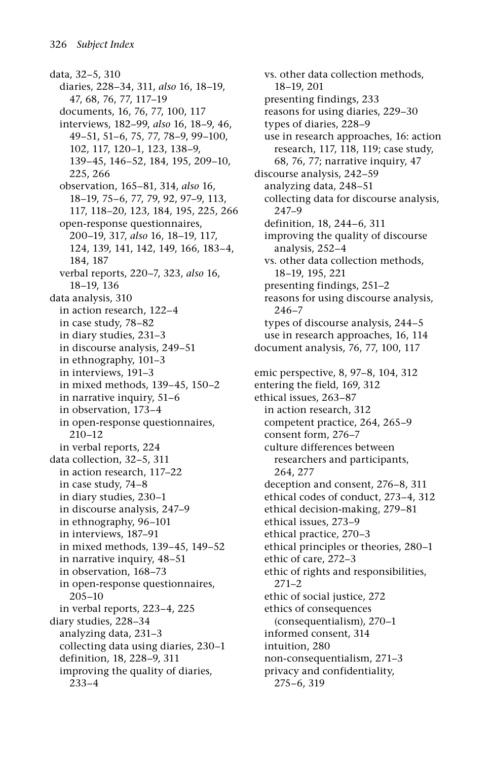data, 32–5, 310
- diaries, 228–34, 311, *also* 16, 18–19, 47, 68, 76, 77, 117–19
- documents, 16, 76, 77, 100, 117
- interviews, 182–99, *also* 16, 18–9, 46, 49–51, 51–6, 75, 77, 78–9, 99–100, 102, 117, 120–1, 123, 138–9, 139–45, 146–52, 184, 195, 209–10, 225, 266
- observation, 165–81, 314, *also* 16, 18–19, 75–6, 77, 79, 92, 97–9, 113, 117, 118–20, 123, 184, 195, 225, 266
- open-response questionnaires, 200–19, 317, *also* 16, 18–19, 117, 124, 139, 141, 142, 149, 166, 183–4, 184, 187
- verbal reports, 220–7, 323, *also* 16, 18–19, 136

data analysis, 310
- in action research, 122–4
- in case study, 78–82
- in diary studies, 231–3
- in discourse analysis, 249–51
- in ethnography, 101–3
- in interviews, 191–3
- in mixed methods, 139–45, 150–2
- in narrative inquiry, 51–6
- in observation, 173–4
- in open-response questionnaires, 210–12
- in verbal reports, 224

data collection, 32–5, 311
- in action research, 117–22
- in case study, 74–8
- in diary studies, 230–1
- in discourse analysis, 247–9
- in ethnography, 96–101
- in interviews, 187–91
- in mixed methods, 139–45, 149–52
- in narrative inquiry, 48–51
- in observation, 168–73
- in open-response questionnaires, 205–10
- in verbal reports, 223–4, 225

diary studies, 228–34
- analyzing data, 231–3
- collecting data using diaries, 230–1
- definition, 18, 228–9, 311
- improving the quality of diaries, 233–4
- vs. other data collection methods, 18–19, 201
- presenting findings, 233
- reasons for using diaries, 229–30
- types of diaries, 228–9
- use in research approaches, 16: action research, 117, 118, 119; case study, 68, 76, 77; narrative inquiry, 47

discourse analysis, 242–59
- analyzing data, 248–51
- collecting data for discourse analysis, 247–9
- definition, 18, 244–6, 311
- improving the quality of discourse analysis, 252–4
- vs. other data collection methods, 18–19, 195, 221
- presenting findings, 251–2
- reasons for using discourse analysis, 246–7
- types of discourse analysis, 244–5
- use in research approaches, 16, 114

document analysis, 76, 77, 100, 117

emic perspective, 8, 97–8, 104, 312

entering the field, 169, 312

ethical issues, 263–87
- in action research, 312
- competent practice, 264, 265–9
- consent form, 276–7
- culture differences between researchers and participants, 264, 277
- deception and consent, 276–8, 311
- ethical codes of conduct, 273–4, 312
- ethical decision-making, 279–81
- ethical issues, 273–9
- ethical practice, 270–3
- ethical principles or theories, 280–1
- ethic of care, 272–3
- ethic of rights and responsibilities, 271–2
- ethic of social justice, 272
- ethics of consequences (consequentialism), 270–1
- informed consent, 314
- intuition, 280
- non-consequentialism, 271–3
- privacy and confidentiality, 275–6, 319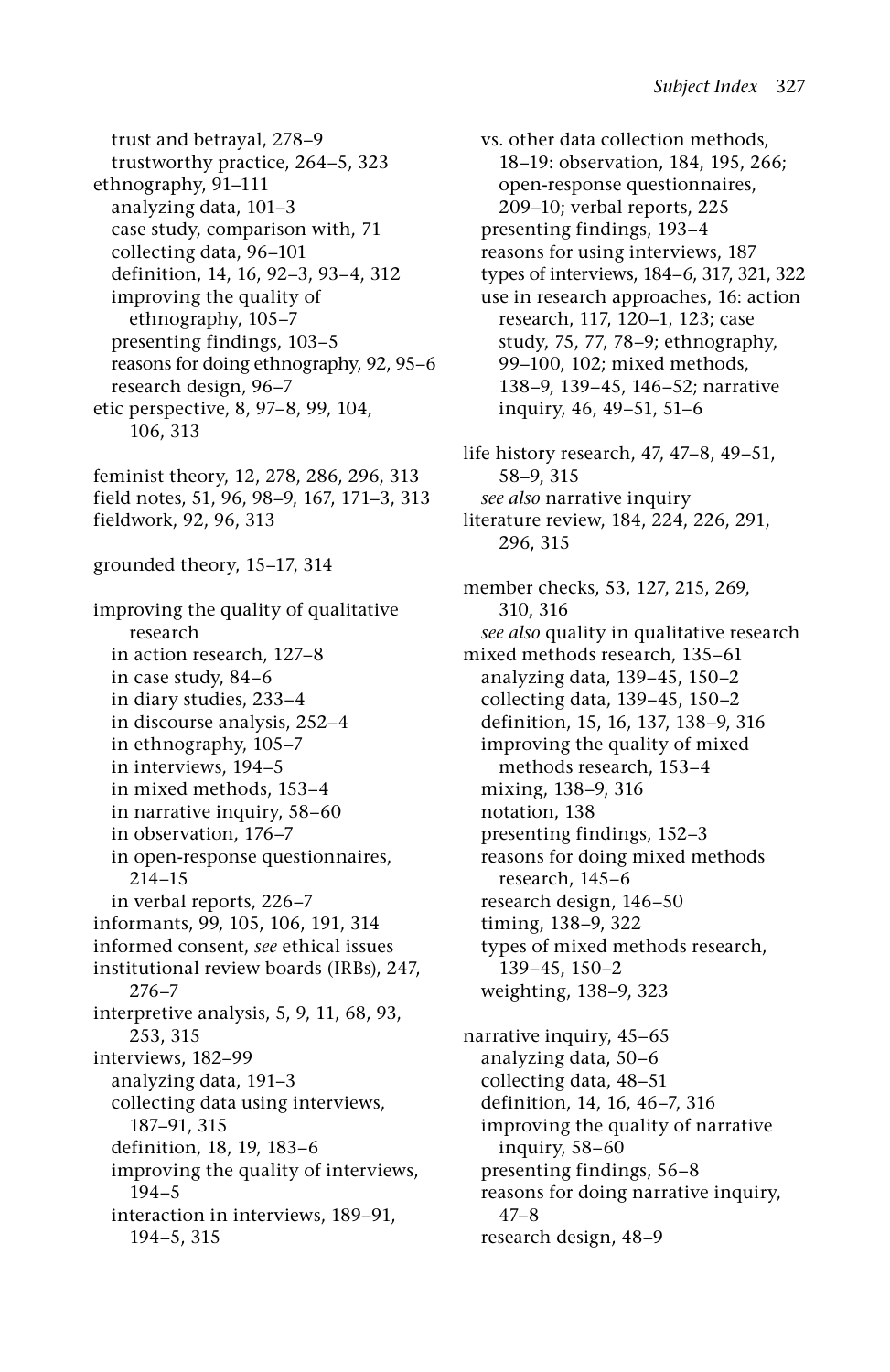trust and betrayal, 278–9
trustworthy practice, 264–5, 323
ethnography, 91–111
analyzing data, 101–3
case study, comparison with, 71
collecting data, 96–101
definition, 14, 16, 92–3, 93–4, 312
improving the quality of ethnography, 105–7
presenting findings, 103–5
reasons for doing ethnography, 92, 95–6
research design, 96–7
etic perspective, 8, 97–8, 99, 104, 106, 313

feminist theory, 12, 278, 286, 296, 313
field notes, 51, 96, 98–9, 167, 171–3, 313
fieldwork, 92, 96, 313

grounded theory, 15–17, 314

improving the quality of qualitative research
in action research, 127–8
in case study, 84–6
in diary studies, 233–4
in discourse analysis, 252–4
in ethnography, 105–7
in interviews, 194–5
in mixed methods, 153–4
in narrative inquiry, 58–60
in observation, 176–7
in open-response questionnaires, 214–15
in verbal reports, 226–7
informants, 99, 105, 106, 191, 314
informed consent, *see* ethical issues
institutional review boards (IRBs), 247, 276–7
interpretive analysis, 5, 9, 11, 68, 93, 253, 315
interviews, 182–99
analyzing data, 191–3
collecting data using interviews, 187–91, 315
definition, 18, 19, 183–6
improving the quality of interviews, 194–5
interaction in interviews, 189–91, 194–5, 315
vs. other data collection methods, 18–19: observation, 184, 195, 266; open-response questionnaires, 209–10; verbal reports, 225
presenting findings, 193–4
reasons for using interviews, 187
types of interviews, 184–6, 317, 321, 322
use in research approaches, 16: action research, 117, 120–1, 123; case study, 75, 77, 78–9; ethnography, 99–100, 102; mixed methods, 138–9, 139–45, 146–52; narrative inquiry, 46, 49–51, 51–6

life history research, 47, 47–8, 49–51, 58–9, 315
*see also* narrative inquiry
literature review, 184, 224, 226, 291, 296, 315

member checks, 53, 127, 215, 269, 310, 316
*see also* quality in qualitative research
mixed methods research, 135–61
analyzing data, 139–45, 150–2
collecting data, 139–45, 150–2
definition, 15, 16, 137, 138–9, 316
improving the quality of mixed methods research, 153–4
mixing, 138–9, 316
notation, 138
presenting findings, 152–3
reasons for doing mixed methods research, 145–6
research design, 146–50
timing, 138–9, 322
types of mixed methods research, 139–45, 150–2
weighting, 138–9, 323

narrative inquiry, 45–65
analyzing data, 50–6
collecting data, 48–51
definition, 14, 16, 46–7, 316
improving the quality of narrative inquiry, 58–60
presenting findings, 56–8
reasons for doing narrative inquiry, 47–8
research design, 48–9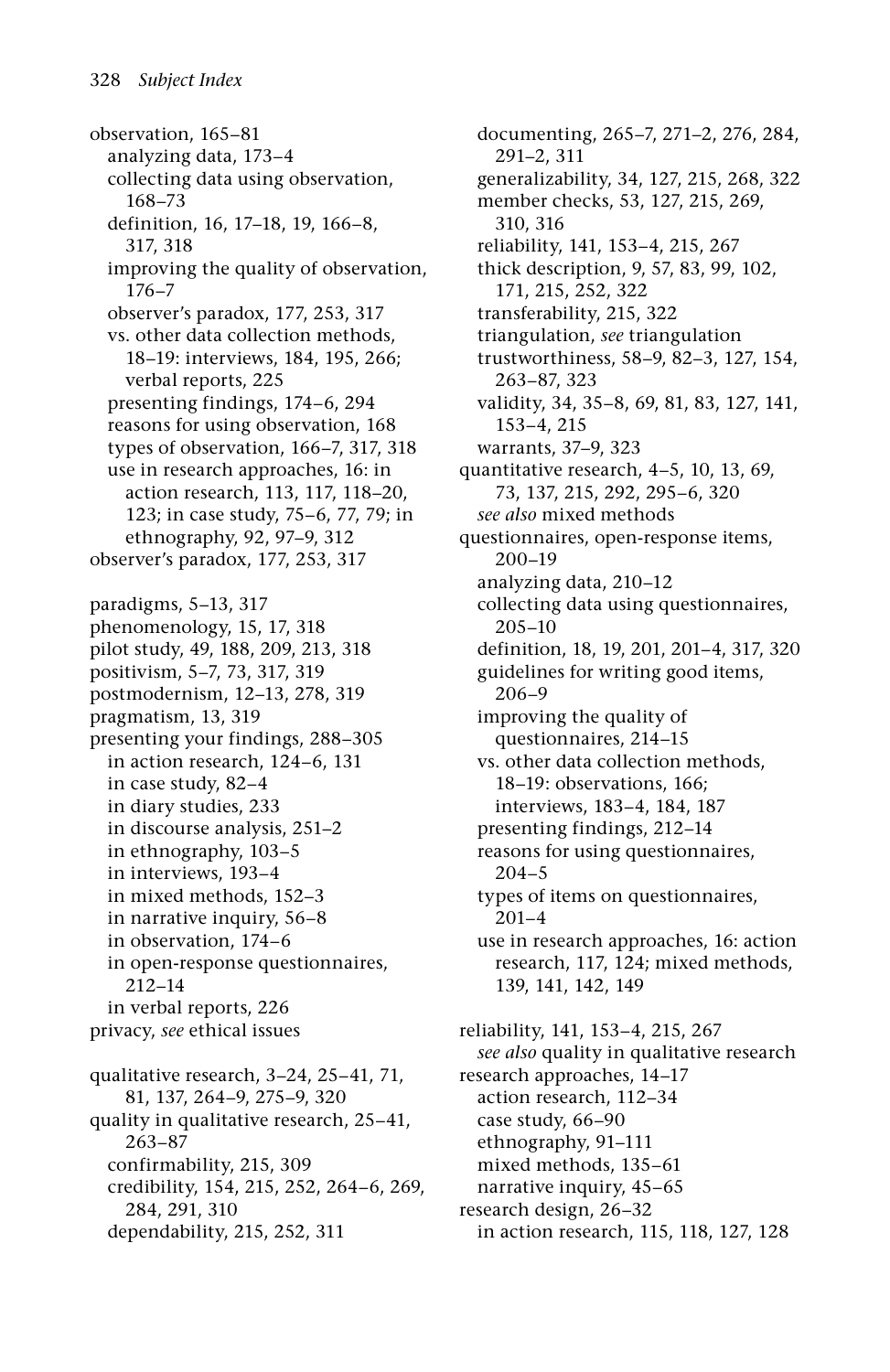observation, 165–81
- analyzing data, 173–4
- collecting data using observation, 168–73
- definition, 16, 17–18, 19, 166–8, 317, 318
- improving the quality of observation, 176–7
- observer's paradox, 177, 253, 317
- vs. other data collection methods, 18–19: interviews, 184, 195, 266; verbal reports, 225
- presenting findings, 174–6, 294
- reasons for using observation, 168
- types of observation, 166–7, 317, 318
- use in research approaches, 16: in action research, 113, 117, 118–20, 123; in case study, 75–6, 77, 79; in ethnography, 92, 97–9, 312

observer's paradox, 177, 253, 317

paradigms, 5–13, 317

phenomenology, 15, 17, 318

pilot study, 49, 188, 209, 213, 318

positivism, 5–7, 73, 317, 319

postmodernism, 12–13, 278, 319

pragmatism, 13, 319

presenting your findings, 288–305
- in action research, 124–6, 131
- in case study, 82–4
- in diary studies, 233
- in discourse analysis, 251–2
- in ethnography, 103–5
- in interviews, 193–4
- in mixed methods, 152–3
- in narrative inquiry, 56–8
- in observation, 174–6
- in open-response questionnaires, 212–14
- in verbal reports, 226

privacy, *see* ethical issues

qualitative research, 3–24, 25–41, 71, 81, 137, 264–9, 275–9, 320

quality in qualitative research, 25–41, 263–87
- confirmability, 215, 309
- credibility, 154, 215, 252, 264–6, 269, 284, 291, 310
- dependability, 215, 252, 311
- documenting, 265–7, 271–2, 276, 284, 291–2, 311
- generalizability, 34, 127, 215, 268, 322
- member checks, 53, 127, 215, 269, 310, 316
- reliability, 141, 153–4, 215, 267
- thick description, 9, 57, 83, 99, 102, 171, 215, 252, 322
- transferability, 215, 322
- triangulation, *see* triangulation
- trustworthiness, 58–9, 82–3, 127, 154, 263–87, 323
- validity, 34, 35–8, 69, 81, 83, 127, 141, 153–4, 215
- warrants, 37–9, 323

quantitative research, 4–5, 10, 13, 69, 73, 137, 215, 292, 295–6, 320
- *see also* mixed methods

questionnaires, open-response items, 200–19
- analyzing data, 210–12
- collecting data using questionnaires, 205–10
- definition, 18, 19, 201, 201–4, 317, 320
- guidelines for writing good items, 206–9
- improving the quality of questionnaires, 214–15
- vs. other data collection methods, 18–19: observations, 166; interviews, 183–4, 184, 187
- presenting findings, 212–14
- reasons for using questionnaires, 204–5
- types of items on questionnaires, 201–4
- use in research approaches, 16: action research, 117, 124; mixed methods, 139, 141, 142, 149

reliability, 141, 153–4, 215, 267
- *see also* quality in qualitative research

research approaches, 14–17
- action research, 112–34
- case study, 66–90
- ethnography, 91–111
- mixed methods, 135–61
- narrative inquiry, 45–65

research design, 26–32
- in action research, 115, 118, 127, 128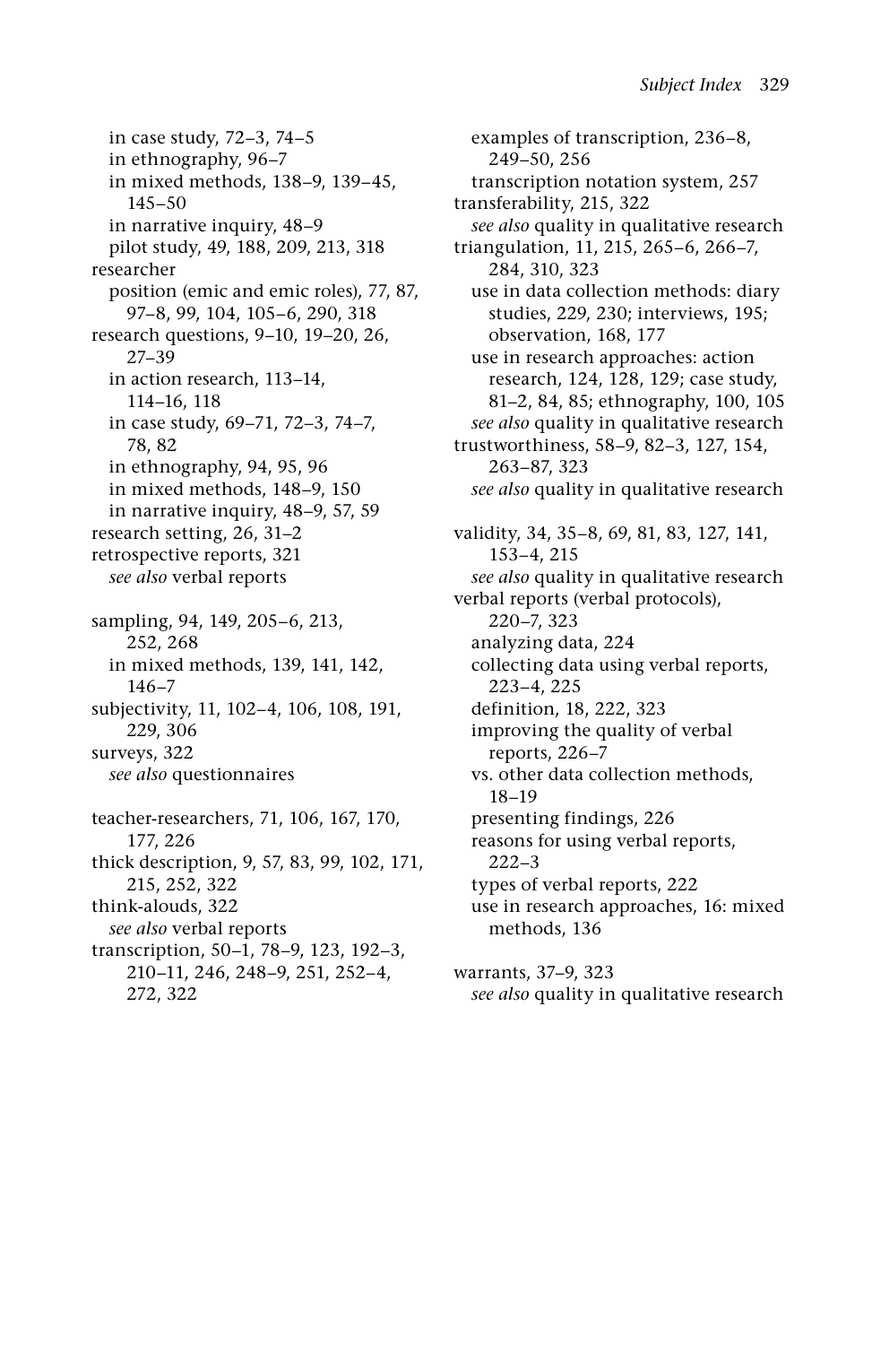in case study, 72–3, 74–5
in ethnography, 96–7
in mixed methods, 138–9, 139–45, 145–50
in narrative inquiry, 48–9
pilot study, 49, 188, 209, 213, 318

researcher
position (emic and emic roles), 77, 87, 97–8, 99, 104, 105–6, 290, 318

research questions, 9–10, 19–20, 26, 27–39
in action research, 113–14, 114–16, 118
in case study, 69–71, 72–3, 74–7, 78, 82
in ethnography, 94, 95, 96
in mixed methods, 148–9, 150
in narrative inquiry, 48–9, 57, 59

research setting, 26, 31–2

retrospective reports, 321
*see also* verbal reports

sampling, 94, 149, 205–6, 213, 252, 268
in mixed methods, 139, 141, 142, 146–7

subjectivity, 11, 102–4, 106, 108, 191, 229, 306

surveys, 322
*see also* questionnaires

teacher-researchers, 71, 106, 167, 170, 177, 226

thick description, 9, 57, 83, 99, 102, 171, 215, 252, 322

think-alouds, 322
*see also* verbal reports

transcription, 50–1, 78–9, 123, 192–3, 210–11, 246, 248–9, 251, 252–4, 272, 322
examples of transcription, 236–8, 249–50, 256
transcription notation system, 257

transferability, 215, 322
*see also* quality in qualitative research

triangulation, 11, 215, 265–6, 266–7, 284, 310, 323
use in data collection methods: diary studies, 229, 230; interviews, 195; observation, 168, 177
use in research approaches: action research, 124, 128, 129; case study, 81–2, 84, 85; ethnography, 100, 105
*see also* quality in qualitative research

trustworthiness, 58–9, 82–3, 127, 154, 263–87, 323
*see also* quality in qualitative research

validity, 34, 35–8, 69, 81, 83, 127, 141, 153–4, 215
*see also* quality in qualitative research

verbal reports (verbal protocols), 220–7, 323
analyzing data, 224
collecting data using verbal reports, 223–4, 225
definition, 18, 222, 323
improving the quality of verbal reports, 226–7
vs. other data collection methods, 18–19
presenting findings, 226
reasons for using verbal reports, 222–3
types of verbal reports, 222
use in research approaches, 16: mixed methods, 136

warrants, 37–9, 323
*see also* quality in qualitative research